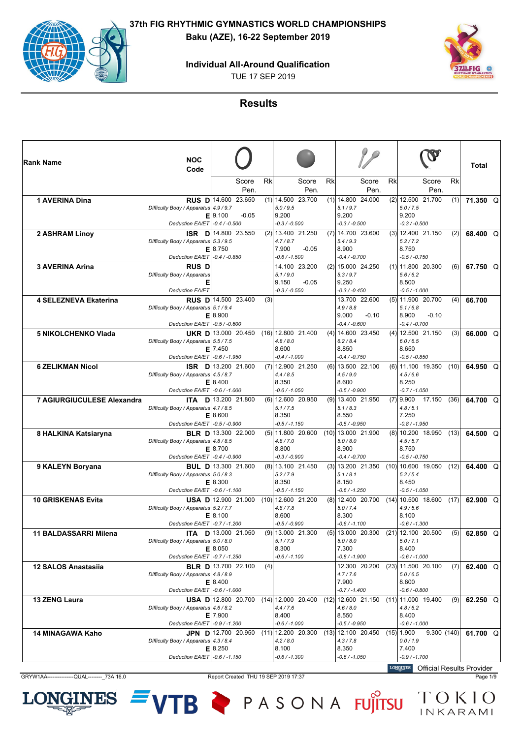# 37th FIG RHYTHMIC GYMNASTICS WORLD CHAMPIONSHIPS

**Baku (AZE), 16-22 September 2019**

**Individual All-Around Qualification**

TUE 17 SEP 2019

## Results

| Rank | Name | NOC Code | | Hoop D | Hoop Score / Pen. | Hoop Rk | Ball D | Ball Score / Pen. | Ball Rk | Clubs D | Clubs Score / Pen. | Clubs Rk | Ribbon D | Ribbon Score / Pen. | Ribbon Rk | Total | |
|---|---|---|---|---|---|---|---|---|---|---|---|---|---|---|---|---|---|
| 1 | AVERINA Dina | RUS | D | 14.600 | 23.650 | (1) | 14.500 | 23.700 | (1) | 14.800 | 24.000 | (2) | 12.500 | 21.700 | (1) | 71.350 | Q |
| | | | Difficulty Body / Apparatus | 4.9 / 9.7 | | | 5.0 / 9.5 | | | 5.1 / 9.7 | | | 5.0 / 7.5 | | | | |
| | | | E | 9.100 | -0.05 | | 9.200 | | | 9.200 | | | 9.200 | | | | |
| | | | Deduction EA/ET | -0.4 / -0.500 | | | -0.3 / -0.500 | | | -0.3 / -0.500 | | | -0.3 / -0.500 | | | | |
| 2 | ASHRAM Linoy | ISR | D | 14.800 | 23.550 | (2) | 13.400 | 21.250 | (7) | 14.700 | 23.600 | (3) | 12.400 | 21.150 | (2) | 68.400 | Q |
| | | | Difficulty Body / Apparatus | 5.3 / 9.5 | | | 4.7 / 8.7 | | | 5.4 / 9.3 | | | 5.2 / 7.2 | | | | |
| | | | E | 8.750 | | | 7.900 | -0.05 | | 8.900 | | | 8.750 | | | | |
| | | | Deduction EA/ET | -0.4 / -0.850 | | | -0.6 / -1.500 | | | -0.4 / -0.700 | | | -0.5 / -0.750 | | | | |
| 3 | AVERINA Arina | RUS | D | | | | 14.100 | 23.200 | (2) | 15.000 | 24.250 | (1) | 11.800 | 20.300 | (6) | 67.750 | Q |
| | | | Difficulty Body / Apparatus | | | | 5.1 / 9.0 | | | 5.3 / 9.7 | | | 5.6 / 6.2 | | | | |
| | | | E | | | | 9.150 | -0.05 | | 9.250 | | | 8.500 | | | | |
| | | | Deduction EA/ET | | | | -0.3 / -0.550 | | | -0.3 / -0.450 | | | -0.5 / -1.000 | | | | |
| 4 | SELEZNEVA Ekaterina | RUS | D | 14.500 | 23.400 | (3) | | | | 13.700 | 22.600 | (5) | 11.900 | 20.700 | (4) | 66.700 | |
| | | | Difficulty Body / Apparatus | 5.1 / 9.4 | | | | | | 4.9 / 8.8 | | | 5.1 / 6.8 | | | | |
| | | | E | 8.900 | | | | | | 9.000 | -0.10 | | 8.900 | -0.10 | | | |
| | | | Deduction EA/ET | -0.5 / -0.600 | | | | | | -0.4 / -0.600 | | | -0.4 / -0.700 | | | | |
| 5 | NIKOLCHENKO Vlada | UKR | D | 13.000 | 20.450 | (16) | 12.800 | 21.400 | (4) | 14.600 | 23.450 | (4) | 12.500 | 21.150 | (3) | 66.000 | Q |
| | | | Difficulty Body / Apparatus | 5.5 / 7.5 | | | 4.8 / 8.0 | | | 6.2 / 8.4 | | | 6.0 / 6.5 | | | | |
| | | | E | 7.450 | | | 8.600 | | | 8.850 | | | 8.650 | | | | |
| | | | Deduction EA/ET | -0.6 / -1.950 | | | -0.4 / -1.000 | | | -0.4 / -0.750 | | | -0.5 / -0.850 | | | | |
| 6 | ZELIKMAN Nicol | ISR | D | 13.200 | 21.600 | (7) | 12.900 | 21.250 | (6) | 13.500 | 22.100 | (6) | 11.100 | 19.350 | (10) | 64.950 | Q |
| | | | Difficulty Body / Apparatus | 4.5 / 8.7 | | | 4.4 / 8.5 | | | 4.5 / 9.0 | | | 4.5 / 6.6 | | | | |
| | | | E | 8.400 | | | 8.350 | | | 8.600 | | | 8.250 | | | | |
| | | | Deduction EA/ET | -0.6 / -1.000 | | | -0.6 / -1.050 | | | -0.5 / -0.900 | | | -0.7 / -1.050 | | | | |
| 7 | AGIURGIUCULESE Alexandra | ITA | D | 13.200 | 21.800 | (6) | 12.600 | 20.950 | (9) | 13.400 | 21.950 | (7) | 9.900 | 17.150 | (36) | 64.700 | Q |
| | | | Difficulty Body / Apparatus | 4.7 / 8.5 | | | 5.1 / 7.5 | | | 5.1 / 8.3 | | | 4.8 / 5.1 | | | | |
| | | | E | 8.600 | | | 8.350 | | | 8.550 | | | 7.250 | | | | |
| | | | Deduction EA/ET | -0.5 / -0.900 | | | -0.5 / -1.150 | | | -0.5 / -0.950 | | | -0.8 / -1.950 | | | | |
| 8 | HALKINA Katsiaryna | BLR | D | 13.300 | 22.000 | (5) | 11.800 | 20.600 | (10) | 13.000 | 21.900 | (8) | 10.200 | 18.950 | (13) | 64.500 | Q |
| | | | Difficulty Body / Apparatus | 4.8 / 8.5 | | | 4.8 / 7.0 | | | 5.0 / 8.0 | | | 4.5 / 5.7 | | | | |
| | | | E | 8.700 | | | 8.800 | | | 8.900 | | | 8.750 | | | | |
| | | | Deduction EA/ET | -0.4 / -0.900 | | | -0.3 / -0.900 | | | -0.4 / -0.700 | | | -0.5 / -0.750 | | | | |
| 9 | KALEYN Boryana | BUL | D | 13.300 | 21.600 | (8) | 13.100 | 21.450 | (3) | 13.200 | 21.350 | (10) | 10.600 | 19.050 | (12) | 64.400 | Q |
| | | | Difficulty Body / Apparatus | 5.0 / 8.3 | | | 5.2 / 7.9 | | | 5.1 / 8.1 | | | 5.2 / 5.4 | | | | |
| | | | E | 8.300 | | | 8.350 | | | 8.150 | | | 8.450 | | | | |
| | | | Deduction EA/ET | -0.6 / -1.100 | | | -0.5 / -1.150 | | | -0.6 / -1.250 | | | -0.5 / -1.050 | | | | |
| 10 | GRISKENAS Evita | USA | D | 12.900 | 21.000 | (10) | 12.600 | 21.200 | (8) | 12.400 | 20.700 | (14) | 10.500 | 18.600 | (17) | 62.900 | Q |
| | | | Difficulty Body / Apparatus | 5.2 / 7.7 | | | 4.8 / 7.8 | | | 5.0 / 7.4 | | | 4.9 / 5.6 | | | | |
| | | | E | 8.100 | | | 8.600 | | | 8.300 | | | 8.100 | | | | |
| | | | Deduction EA/ET | -0.7 / -1.200 | | | -0.5 / -0.900 | | | -0.6 / -1.100 | | | -0.6 / -1.300 | | | | |
| 11 | BALDASSARRI Milena | ITA | D | 13.000 | 21.050 | (9) | 13.000 | 21.300 | (5) | 13.000 | 20.300 | (21) | 12.100 | 20.500 | (5) | 62.850 | Q |
| | | | Difficulty Body / Apparatus | 5.0 / 8.0 | | | 5.1 / 7.9 | | | 5.0 / 8.0 | | | 5.0 / 7.1 | | | | |
| | | | E | 8.050 | | | 8.300 | | | 7.300 | | | 8.400 | | | | |
| | | | Deduction EA/ET | -0.7 / -1.250 | | | -0.6 / -1.100 | | | -0.8 / -1.900 | | | -0.6 / -1.000 | | | | |
| 12 | SALOS Anastasiia | BLR | D | 13.700 | 22.100 | (4) | | | | 12.300 | 20.200 | (23) | 11.500 | 20.100 | (7) | 62.400 | Q |
| | | | Difficulty Body / Apparatus | 4.8 / 8.9 | | | | | | 4.7 / 7.6 | | | 5.0 / 6.5 | | | | |
| | | | E | 8.400 | | | | | | 7.900 | | | 8.600 | | | | |
| | | | Deduction EA/ET | -0.6 / -1.000 | | | | | | -0.7 / -1.400 | | | -0.6 / -0.800 | | | | |
| 13 | ZENG Laura | USA | D | 12.800 | 20.700 | (14) | 12.000 | 20.400 | (12) | 12.600 | 21.150 | (11) | 11.000 | 19.400 | (9) | 62.250 | Q |
| | | | Difficulty Body / Apparatus | 4.6 / 8.2 | | | 4.4 / 7.6 | | | 4.6 / 8.0 | | | 4.8 / 6.2 | | | | |
| | | | E | 7.900 | | | 8.400 | | | 8.550 | | | 8.400 | | | | |
| | | | Deduction EA/ET | -0.9 / -1.200 | | | -0.6 / -1.000 | | | -0.5 / -0.950 | | | -0.6 / -1.000 | | | | |
| 14 | MINAGAWA Kaho | JPN | D | 12.700 | 20.950 | (11) | 12.200 | 20.300 | (13) | 12.100 | 20.450 | (15) | 1.900 | 9.300 | (140) | 61.700 | Q |
| | | | Difficulty Body / Apparatus | 4.3 / 8.4 | | | 4.2 / 8.0 | | | 4.3 / 7.8 | | | 0.0 / 1.9 | | | | |
| | | | E | 8.250 | | | 8.100 | | | 8.350 | | | 7.400 | | | | |
| | | | Deduction EA/ET | -0.6 / -1.150 | | | -0.6 / -1.300 | | | -0.6 / -1.050 | | | -0.9 / -1.700 | | | | |

Official Results Provider: LONGINES

GRYW1AA---------------QUAL--------_73A 16.0 — Report Created THU 19 SEP 2019 17:37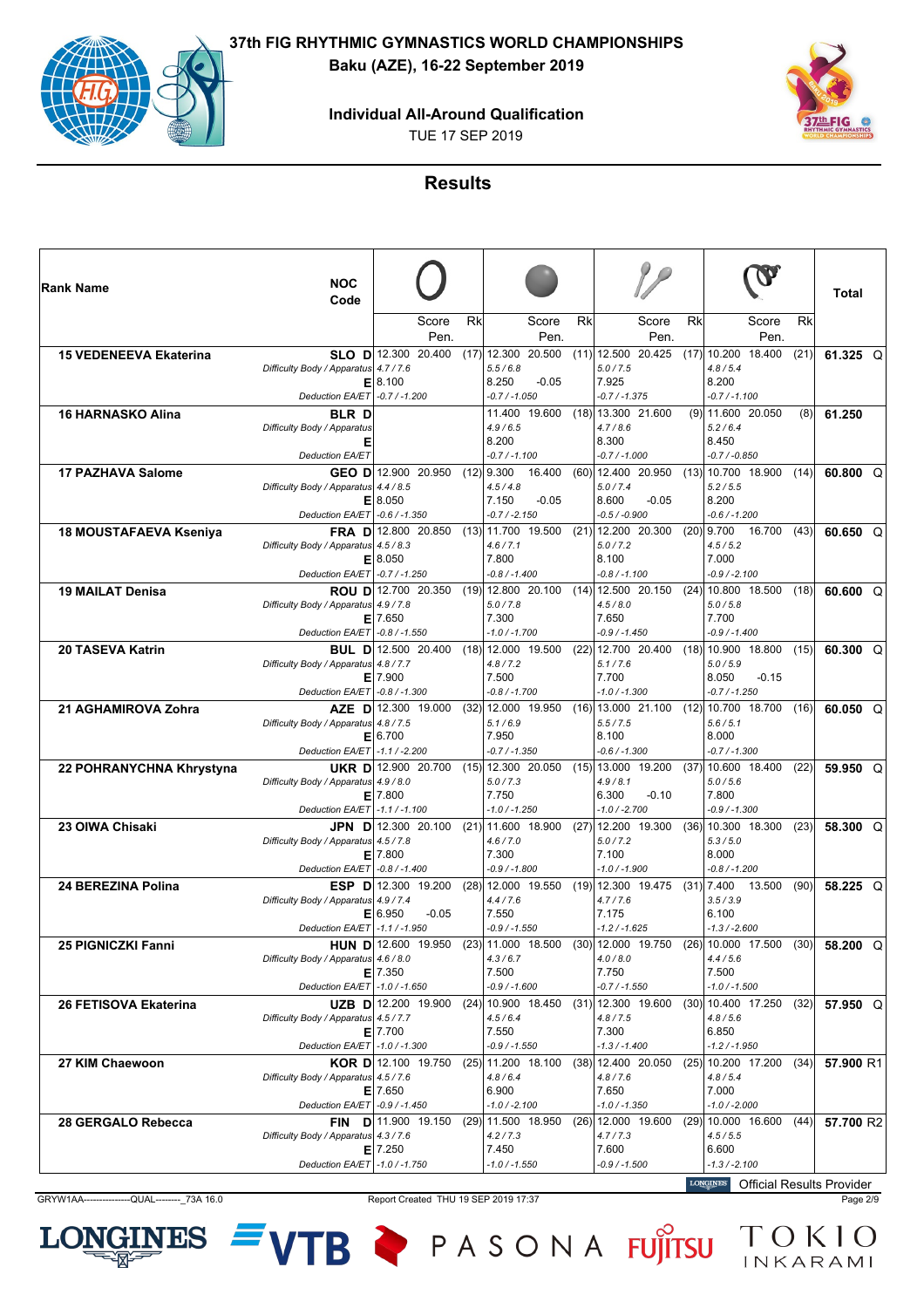# 37th FIG RHYTHMIC GYMNASTICS WORLD CHAMPIONSHIPS

**Baku (AZE), 16-22 September 2019**

**Individual All-Around Qualification**

TUE 17 SEP 2019

## Results

| Rank | Name | NOC Code | | Hoop D | Hoop Score / Pen. | Hoop Rk | Ball D | Ball Score / Pen. | Ball Rk | Clubs D | Clubs Score / Pen. | Clubs Rk | Ribbon D | Ribbon Score / Pen. | Ribbon Rk | Total | |
|---|---|---|---|---|---|---|---|---|---|---|---|---|---|---|---|---|---|
| 15 | VEDENEEVA Ekaterina | SLO | D | 12.300 | 20.400 | (17) | 12.300 | 20.500 | (11) | 12.500 | 20.425 | (17) | 10.200 | 18.400 | (21) | 61.325 | Q |
| | | | Difficulty Body / Apparatus | 4.7 / 7.6 | | | 5.5 / 6.8 | | | 5.0 / 7.5 | | | 4.8 / 5.4 | | | | |
| | | | E | 8.100 | | | 8.250 | -0.05 | | 7.925 | | | 8.200 | | | | |
| | | | Deduction EA/ET | -0.7 / -1.200 | | | -0.7 / -1.050 | | | -0.7 / -1.375 | | | -0.7 / -1.100 | | | | |
| 16 | HARNASKO Alina | BLR | D | | | | 11.400 | 19.600 | (18) | 13.300 | 21.600 | (9) | 11.600 | 20.050 | (8) | 61.250 | |
| | | | Difficulty Body / Apparatus | | | | 4.9 / 6.5 | | | 4.7 / 8.6 | | | 5.2 / 6.4 | | | | |
| | | | E | | | | 8.200 | | | 8.300 | | | 8.450 | | | | |
| | | | Deduction EA/ET | | | | -0.7 / -1.100 | | | -0.7 / -1.000 | | | -0.7 / -0.850 | | | | |
| 17 | PAZHAVA Salome | GEO | D | 12.900 | 20.950 | (12) | 9.300 | 16.400 | (60) | 12.400 | 20.950 | (13) | 10.700 | 18.900 | (14) | 60.800 | Q |
| | | | Difficulty Body / Apparatus | 4.4 / 8.5 | | | 4.5 / 4.8 | | | 5.0 / 7.4 | | | 5.2 / 5.5 | | | | |
| | | | E | 8.050 | | | 7.150 | -0.05 | | 8.600 | -0.05 | | 8.200 | | | | |
| | | | Deduction EA/ET | -0.6 / -1.350 | | | -0.7 / -2.150 | | | -0.5 / -0.900 | | | -0.6 / -1.200 | | | | |
| 18 | MOUSTAFAEVA Kseniya | FRA | D | 12.800 | 20.850 | (13) | 11.700 | 19.500 | (21) | 12.200 | 20.300 | (20) | 9.700 | 16.700 | (43) | 60.650 | Q |
| | | | Difficulty Body / Apparatus | 4.5 / 8.3 | | | 4.6 / 7.1 | | | 5.0 / 7.2 | | | 4.5 / 5.2 | | | | |
| | | | E | 8.050 | | | 7.800 | | | 8.100 | | | 7.000 | | | | |
| | | | Deduction EA/ET | -0.7 / -1.250 | | | -0.8 / -1.400 | | | -0.8 / -1.100 | | | -0.9 / -2.100 | | | | |
| 19 | MAILAT Denisa | ROU | D | 12.700 | 20.350 | (19) | 12.800 | 20.100 | (14) | 12.500 | 20.150 | (24) | 10.800 | 18.500 | (18) | 60.600 | Q |
| | | | Difficulty Body / Apparatus | 4.9 / 7.8 | | | 5.0 / 7.8 | | | 4.5 / 8.0 | | | 5.0 / 5.8 | | | | |
| | | | E | 7.650 | | | 7.300 | | | 7.650 | | | 7.700 | | | | |
| | | | Deduction EA/ET | -0.8 / -1.550 | | | -1.0 / -1.700 | | | -0.9 / -1.450 | | | -0.9 / -1.400 | | | | |
| 20 | TASEVA Katrin | BUL | D | 12.500 | 20.400 | (18) | 12.000 | 19.500 | (22) | 12.700 | 20.400 | (18) | 10.900 | 18.800 | (15) | 60.300 | Q |
| | | | Difficulty Body / Apparatus | 4.8 / 7.7 | | | 4.8 / 7.2 | | | 5.1 / 7.6 | | | 5.0 / 5.9 | | | | |
| | | | E | 7.900 | | | 7.500 | | | 7.700 | | | 8.050 | -0.15 | | | |
| | | | Deduction EA/ET | -0.8 / -1.300 | | | -0.8 / -1.700 | | | -1.0 / -1.300 | | | -0.7 / -1.250 | | | | |
| 21 | AGHAMIROVA Zohra | AZE | D | 12.300 | 19.000 | (32) | 12.000 | 19.950 | (16) | 13.000 | 21.100 | (12) | 10.700 | 18.700 | (16) | 60.050 | Q |
| | | | Difficulty Body / Apparatus | 4.8 / 7.5 | | | 5.1 / 6.9 | | | 5.5 / 7.5 | | | 5.6 / 5.1 | | | | |
| | | | E | 6.700 | | | 7.950 | | | 8.100 | | | 8.000 | | | | |
| | | | Deduction EA/ET | -1.1 / -2.200 | | | -0.7 / -1.350 | | | -0.6 / -1.300 | | | -0.7 / -1.300 | | | | |
| 22 | POHRANYCHNA Khrystyna | UKR | D | 12.900 | 20.700 | (15) | 12.300 | 20.050 | (15) | 13.000 | 19.200 | (37) | 10.600 | 18.400 | (22) | 59.950 | Q |
| | | | Difficulty Body / Apparatus | 4.9 / 8.0 | | | 5.0 / 7.3 | | | 4.9 / 8.1 | | | 5.0 / 5.6 | | | | |
| | | | E | 7.800 | | | 7.750 | | | 6.300 | -0.10 | | 7.800 | | | | |
| | | | Deduction EA/ET | -1.1 / -1.100 | | | -1.0 / -1.250 | | | -1.0 / -2.700 | | | -0.9 / -1.300 | | | | |
| 23 | OIWA Chisaki | JPN | D | 12.300 | 20.100 | (21) | 11.600 | 18.900 | (27) | 12.200 | 19.300 | (36) | 10.300 | 18.300 | (23) | 58.300 | Q |
| | | | Difficulty Body / Apparatus | 4.5 / 7.8 | | | 4.6 / 7.0 | | | 5.0 / 7.2 | | | 5.3 / 5.0 | | | | |
| | | | E | 7.800 | | | 7.300 | | | 7.100 | | | 8.000 | | | | |
| | | | Deduction EA/ET | -0.8 / -1.400 | | | -0.9 / -1.800 | | | -1.0 / -1.900 | | | -0.8 / -1.200 | | | | |
| 24 | BEREZINA Polina | ESP | D | 12.300 | 19.200 | (28) | 12.000 | 19.550 | (19) | 12.300 | 19.475 | (31) | 7.400 | 13.500 | (90) | 58.225 | Q |
| | | | Difficulty Body / Apparatus | 4.9 / 7.4 | | | 4.4 / 7.6 | | | 4.7 / 7.6 | | | 3.5 / 3.9 | | | | |
| | | | E | 6.950 | -0.05 | | 7.550 | | | 7.175 | | | 6.100 | | | | |
| | | | Deduction EA/ET | -1.1 / -1.950 | | | -0.9 / -1.550 | | | -1.2 / -1.625 | | | -1.3 / -2.600 | | | | |
| 25 | PIGNICZKI Fanni | HUN | D | 12.600 | 19.950 | (23) | 11.000 | 18.500 | (30) | 12.000 | 19.750 | (26) | 10.000 | 17.500 | (30) | 58.200 | Q |
| | | | Difficulty Body / Apparatus | 4.6 / 8.0 | | | 4.3 / 6.7 | | | 4.0 / 8.0 | | | 4.4 / 5.6 | | | | |
| | | | E | 7.350 | | | 7.500 | | | 7.750 | | | 7.500 | | | | |
| | | | Deduction EA/ET | -1.0 / -1.650 | | | -0.9 / -1.600 | | | -0.7 / -1.550 | | | -1.0 / -1.500 | | | | |
| 26 | FETISOVA Ekaterina | UZB | D | 12.200 | 19.900 | (24) | 10.900 | 18.450 | (31) | 12.300 | 19.600 | (30) | 10.400 | 17.250 | (32) | 57.950 | Q |
| | | | Difficulty Body / Apparatus | 4.5 / 7.7 | | | 4.5 / 6.4 | | | 4.8 / 7.5 | | | 4.8 / 5.6 | | | | |
| | | | E | 7.700 | | | 7.550 | | | 7.300 | | | 6.850 | | | | |
| | | | Deduction EA/ET | -1.0 / -1.300 | | | -0.9 / -1.550 | | | -1.3 / -1.400 | | | -1.2 / -1.950 | | | | |
| 27 | KIM Chaewoon | KOR | D | 12.100 | 19.750 | (25) | 11.200 | 18.100 | (38) | 12.400 | 20.050 | (25) | 10.200 | 17.200 | (34) | 57.900 | R1 |
| | | | Difficulty Body / Apparatus | 4.5 / 7.6 | | | 4.8 / 6.4 | | | 4.8 / 7.6 | | | 4.8 / 5.4 | | | | |
| | | | E | 7.650 | | | 6.900 | | | 7.650 | | | 7.000 | | | | |
| | | | Deduction EA/ET | -0.9 / -1.450 | | | -1.0 / -2.100 | | | -1.0 / -1.350 | | | -1.0 / -2.000 | | | | |
| 28 | GERGALO Rebecca | FIN | D | 11.900 | 19.150 | (29) | 11.500 | 18.950 | (26) | 12.000 | 19.600 | (29) | 10.000 | 16.600 | (44) | 57.700 | R2 |
| | | | Difficulty Body / Apparatus | 4.3 / 7.6 | | | 4.2 / 7.3 | | | 4.7 / 7.3 | | | 4.5 / 5.5 | | | | |
| | | | E | 7.250 | | | 7.450 | | | 7.600 | | | 6.600 | | | | |
| | | | Deduction EA/ET | -1.0 / -1.750 | | | -1.0 / -1.550 | | | -0.9 / -1.500 | | | -1.3 / -2.100 | | | | |

LONGINES Official Results Provider

GRYW1AA---------------QUAL--------_73A 16.0 Report Created THU 19 SEP 2019 17:37

LONGINES VTB PASONA FUJITSU TOKIO INKARAMI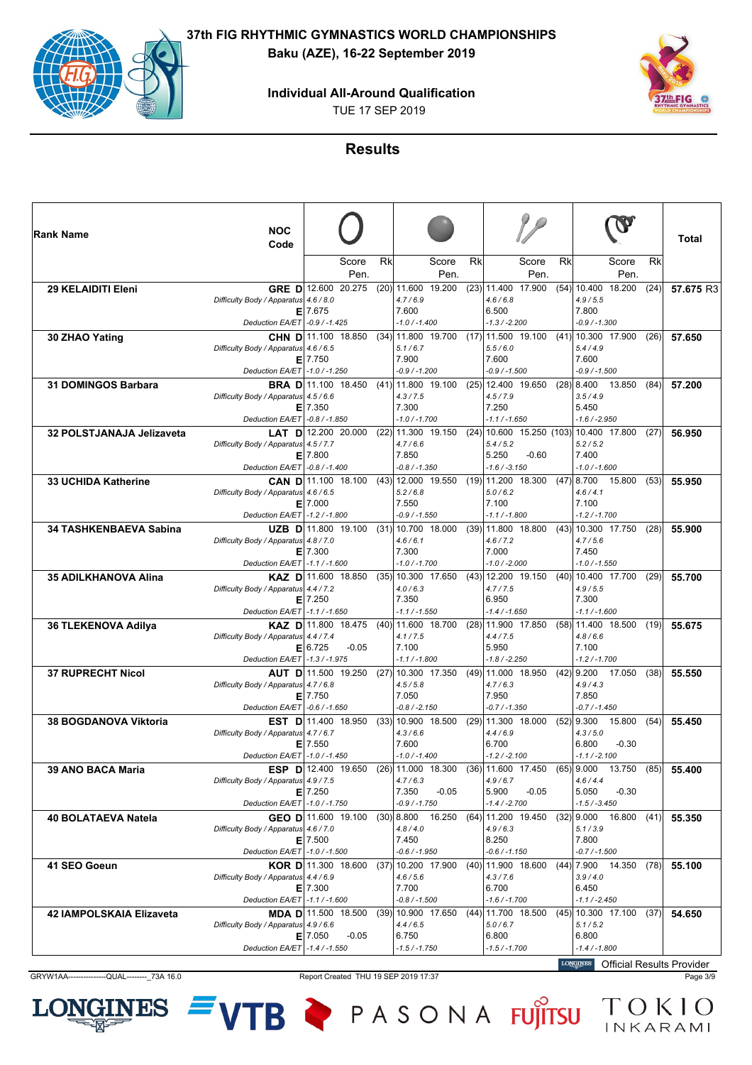# 37th FIG RHYTHMIC GYMNASTICS WORLD CHAMPIONSHIPS

**Baku (AZE), 16-22 September 2019**

**Individual All-Around Qualification**

TUE 17 SEP 2019

## Results

| Rank Name | NOC Code | | Hoop Score | Hoop Pen. | Rk | Ball Score | Ball Pen. | Rk | Clubs Score | Clubs Pen. | Rk | Ribbon Score | Ribbon Pen. | Rk | Total |
|---|---|---|---|---|---|---|---|---|---|---|---|---|---|---|---|
| 29 KELAIDITI Eleni | GRE | D | 12.600 | 20.275 | (20) | 11.600 | 19.200 | (23) | 11.400 | 17.900 | (54) | 10.400 | 18.200 | (24) | 57.675 R3 |
| | | *Difficulty Body / Apparatus* | *4.6 / 8.0* | | | *4.7 / 6.9* | | | *4.6 / 6.8* | | | *4.9 / 5.5* | | | |
| | | E | 7.675 | | | 7.600 | | | 6.500 | | | 7.800 | | | |
| | | *Deduction EA/ET* | *-0.9 / -1.425* | | | *-1.0 / -1.400* | | | *-1.3 / -2.200* | | | *-0.9 / -1.300* | | | |
| 30 ZHAO Yating | CHN | D | 11.100 | 18.850 | (34) | 11.800 | 19.700 | (17) | 11.500 | 19.100 | (41) | 10.300 | 17.900 | (26) | 57.650 |
| | | *Difficulty Body / Apparatus* | *4.6 / 6.5* | | | *5.1 / 6.7* | | | *5.5 / 6.0* | | | *5.4 / 4.9* | | | |
| | | E | 7.750 | | | 7.900 | | | 7.600 | | | 7.600 | | | |
| | | *Deduction EA/ET* | *-1.0 / -1.250* | | | *-0.9 / -1.200* | | | *-0.9 / -1.500* | | | *-0.9 / -1.500* | | | |
| 31 DOMINGOS Barbara | BRA | D | 11.100 | 18.450 | (41) | 11.800 | 19.100 | (25) | 12.400 | 19.650 | (28) | 8.400 | 13.850 | (84) | 57.200 |
| | | *Difficulty Body / Apparatus* | *4.5 / 6.6* | | | *4.3 / 7.5* | | | *4.5 / 7.9* | | | *3.5 / 4.9* | | | |
| | | E | 7.350 | | | 7.300 | | | 7.250 | | | 5.450 | | | |
| | | *Deduction EA/ET* | *-0.8 / -1.850* | | | *-1.0 / -1.700* | | | *-1.1 / -1.650* | | | *-1.6 / -2.950* | | | |
| 32 POLSTJANAJA Jelizaveta | LAT | D | 12.200 | 20.000 | (22) | 11.300 | 19.150 | (24) | 10.600 | 15.250 | (103) | 10.400 | 17.800 | (27) | 56.950 |
| | | *Difficulty Body / Apparatus* | *4.5 / 7.7* | | | *4.7 / 6.6* | | | *5.4 / 5.2* | | | *5.2 / 5.2* | | | |
| | | E | 7.800 | | | 7.850 | | | 5.250 | -0.60 | | 7.400 | | | |
| | | *Deduction EA/ET* | *-0.8 / -1.400* | | | *-0.8 / -1.350* | | | *-1.6 / -3.150* | | | *-1.0 / -1.600* | | | |
| 33 UCHIDA Katherine | CAN | D | 11.100 | 18.100 | (43) | 12.000 | 19.550 | (19) | 11.200 | 18.300 | (47) | 8.700 | 15.800 | (53) | 55.950 |
| | | *Difficulty Body / Apparatus* | *4.6 / 6.5* | | | *5.2 / 6.8* | | | *5.0 / 6.2* | | | *4.6 / 4.1* | | | |
| | | E | 7.000 | | | 7.550 | | | 7.100 | | | 7.100 | | | |
| | | *Deduction EA/ET* | *-1.2 / -1.800* | | | *-0.9 / -1.550* | | | *-1.1 / -1.800* | | | *-1.2 / -1.700* | | | |
| 34 TASHKENBAEVA Sabina | UZB | D | 11.800 | 19.100 | (31) | 10.700 | 18.000 | (39) | 11.800 | 18.800 | (43) | 10.300 | 17.750 | (28) | 55.900 |
| | | *Difficulty Body / Apparatus* | *4.8 / 7.0* | | | *4.6 / 6.1* | | | *4.6 / 7.2* | | | *4.7 / 5.6* | | | |
| | | E | 7.300 | | | 7.300 | | | 7.000 | | | 7.450 | | | |
| | | *Deduction EA/ET* | *-1.1 / -1.600* | | | *-1.0 / -1.700* | | | *-1.0 / -2.000* | | | *-1.0 / -1.550* | | | |
| 35 ADILKHANOVA Alina | KAZ | D | 11.600 | 18.850 | (35) | 10.300 | 17.650 | (43) | 12.200 | 19.150 | (40) | 10.400 | 17.700 | (29) | 55.700 |
| | | *Difficulty Body / Apparatus* | *4.4 / 7.2* | | | *4.0 / 6.3* | | | *4.7 / 7.5* | | | *4.9 / 5.5* | | | |
| | | E | 7.250 | | | 7.350 | | | 6.950 | | | 7.300 | | | |
| | | *Deduction EA/ET* | *-1.1 / -1.650* | | | *-1.1 / -1.550* | | | *-1.4 / -1.650* | | | *-1.1 / -1.600* | | | |
| 36 TLEKENOVA Adilya | KAZ | D | 11.800 | 18.475 | (40) | 11.600 | 18.700 | (28) | 11.900 | 17.850 | (58) | 11.400 | 18.500 | (19) | 55.675 |
| | | *Difficulty Body / Apparatus* | *4.4 / 7.4* | | | *4.1 / 7.5* | | | *4.4 / 7.5* | | | *4.8 / 6.6* | | | |
| | | E | 6.725 | -0.05 | | 7.100 | | | 5.950 | | | 7.100 | | | |
| | | *Deduction EA/ET* | *-1.3 / -1.975* | | | *-1.1 / -1.800* | | | *-1.8 / -2.250* | | | *-1.2 / -1.700* | | | |
| 37 RUPRECHT Nicol | AUT | D | 11.500 | 19.250 | (27) | 10.300 | 17.350 | (49) | 11.000 | 18.950 | (42) | 9.200 | 17.050 | (38) | 55.550 |
| | | *Difficulty Body / Apparatus* | *4.7 / 6.8* | | | *4.5 / 5.8* | | | *4.7 / 6.3* | | | *4.9 / 4.3* | | | |
| | | E | 7.750 | | | 7.050 | | | 7.950 | | | 7.850 | | | |
| | | *Deduction EA/ET* | *-0.6 / -1.650* | | | *-0.8 / -2.150* | | | *-0.7 / -1.350* | | | *-0.7 / -1.450* | | | |
| 38 BOGDANOVA Viktoria | EST | D | 11.400 | 18.950 | (33) | 10.900 | 18.500 | (29) | 11.300 | 18.000 | (52) | 9.300 | 15.800 | (54) | 55.450 |
| | | *Difficulty Body / Apparatus* | *4.7 / 6.7* | | | *4.3 / 6.6* | | | *4.4 / 6.9* | | | *4.3 / 5.0* | | | |
| | | E | 7.550 | | | 7.600 | | | 6.700 | | | 6.800 | -0.30 | | |
| | | *Deduction EA/ET* | *-1.0 / -1.450* | | | *-1.0 / -1.400* | | | *-1.2 / -2.100* | | | *-1.1 / -2.100* | | | |
| 39 ANO BACA Maria | ESP | D | 12.400 | 19.650 | (26) | 11.000 | 18.300 | (36) | 11.600 | 17.450 | (65) | 9.000 | 13.750 | (85) | 55.400 |
| | | *Difficulty Body / Apparatus* | *4.9 / 7.5* | | | *4.7 / 6.3* | | | *4.9 / 6.7* | | | *4.6 / 4.4* | | | |
| | | E | 7.250 | | | 7.350 | -0.05 | | 5.900 | -0.05 | | 5.050 | -0.30 | | |
| | | *Deduction EA/ET* | *-1.0 / -1.750* | | | *-0.9 / -1.750* | | | *-1.4 / -2.700* | | | *-1.5 / -3.450* | | | |
| 40 BOLATAEVA Natela | GEO | D | 11.600 | 19.100 | (30) | 8.800 | 16.250 | (64) | 11.200 | 19.450 | (32) | 9.000 | 16.800 | (41) | 55.350 |
| | | *Difficulty Body / Apparatus* | *4.6 / 7.0* | | | *4.8 / 4.0* | | | *4.9 / 6.3* | | | *5.1 / 3.9* | | | |
| | | E | 7.500 | | | 7.450 | | | 8.250 | | | 7.800 | | | |
| | | *Deduction EA/ET* | *-1.0 / -1.500* | | | *-0.6 / -1.950* | | | *-0.6 / -1.150* | | | *-0.7 / -1.500* | | | |
| 41 SEO Goeun | KOR | D | 11.300 | 18.600 | (37) | 10.200 | 17.900 | (40) | 11.900 | 18.600 | (44) | 7.900 | 14.350 | (78) | 55.100 |
| | | *Difficulty Body / Apparatus* | *4.4 / 6.9* | | | *4.6 / 5.6* | | | *4.3 / 7.6* | | | *3.9 / 4.0* | | | |
| | | E | 7.300 | | | 7.700 | | | 6.700 | | | 6.450 | | | |
| | | *Deduction EA/ET* | *-1.1 / -1.600* | | | *-0.8 / -1.500* | | | *-1.6 / -1.700* | | | *-1.1 / -2.450* | | | |
| 42 IAMPOLSKAIA Elizaveta | MDA | D | 11.500 | 18.500 | (39) | 10.900 | 17.650 | (44) | 11.700 | 18.500 | (45) | 10.300 | 17.100 | (37) | 54.650 |
| | | *Difficulty Body / Apparatus* | *4.9 / 6.6* | | | *4.4 / 6.5* | | | *5.0 / 6.7* | | | *5.1 / 5.2* | | | |
| | | E | 7.050 | -0.05 | | 6.750 | | | 6.800 | | | 6.800 | | | |
| | | *Deduction EA/ET* | *-1.4 / -1.550* | | | *-1.5 / -1.750* | | | *-1.5 / -1.700* | | | *-1.4 / -1.800* | | | |

Official Results Provider

GRYW1AA---------------QUAL--------_73A 16.0 Report Created THU 19 SEP 2019 17:37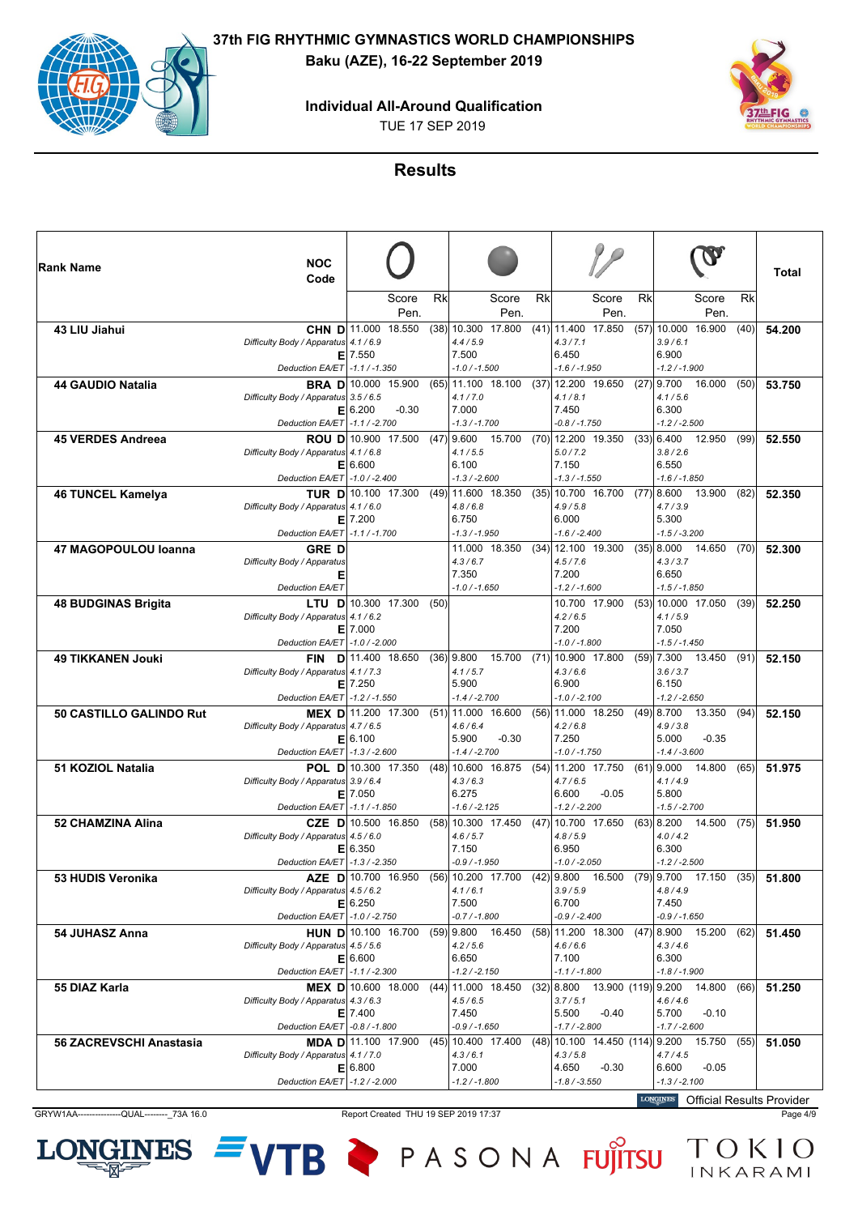# 37th FIG RHYTHMIC GYMNASTICS WORLD CHAMPIONSHIPS

**Baku (AZE), 16-22 September 2019**

**Individual All-Around Qualification**

TUE 17 SEP 2019

## Results

| Rank | Name | NOC Code | | Hoop | | | Ball | | | Clubs | | | Ribbon | | | Total |
|---|---|---|---|---|---|---|---|---|---|---|---|---|---|---|---|---|
| | | | | | Score Pen. | Rk | | Score Pen. | Rk | | Score Pen. | Rk | | Score Pen. | Rk | |
| 43 | LIU Jiahui | CHN | D | 11.000 | 18.550 | (38) | 10.300 | 17.800 | (41) | 11.400 | 17.850 | (57) | 10.000 | 16.900 | (40) | 54.200 |
| | | | Difficulty Body / Apparatus | 4.1 / 6.9 | | | 4.4 / 5.9 | | | 4.3 / 7.1 | | | 3.9 / 6.1 | | | |
| | | | E | 7.550 | | | 7.500 | | | 6.450 | | | 6.900 | | | |
| | | | Deduction EA/ET | -1.1 / -1.350 | | | -1.0 / -1.500 | | | -1.6 / -1.950 | | | -1.2 / -1.900 | | | |
| 44 | GAUDIO Natalia | BRA | D | 10.000 | 15.900 | (65) | 11.100 | 18.100 | (37) | 12.200 | 19.650 | (27) | 9.700 | 16.000 | (50) | 53.750 |
| | | | Difficulty Body / Apparatus | 3.5 / 6.5 | | | 4.1 / 7.0 | | | 4.1 / 8.1 | | | 4.1 / 5.6 | | | |
| | | | E | 6.200 | -0.30 | | 7.000 | | | 7.450 | | | 6.300 | | | |
| | | | Deduction EA/ET | -1.1 / -2.700 | | | -1.3 / -1.700 | | | -0.8 / -1.750 | | | -1.2 / -2.500 | | | |
| 45 | VERDES Andreea | ROU | D | 10.900 | 17.500 | (47) | 9.600 | 15.700 | (70) | 12.200 | 19.350 | (33) | 6.400 | 12.950 | (99) | 52.550 |
| | | | Difficulty Body / Apparatus | 4.1 / 6.8 | | | 4.1 / 5.5 | | | 5.0 / 7.2 | | | 3.8 / 2.6 | | | |
| | | | E | 6.600 | | | 6.100 | | | 7.150 | | | 6.550 | | | |
| | | | Deduction EA/ET | -1.0 / -2.400 | | | -1.3 / -2.600 | | | -1.3 / -1.550 | | | -1.6 / -1.850 | | | |
| 46 | TUNCEL Kamelya | TUR | D | 10.100 | 17.300 | (49) | 11.600 | 18.350 | (35) | 10.700 | 16.700 | (77) | 8.600 | 13.900 | (82) | 52.350 |
| | | | Difficulty Body / Apparatus | 4.1 / 6.0 | | | 4.8 / 6.8 | | | 4.9 / 5.8 | | | 4.7 / 3.9 | | | |
| | | | E | 7.200 | | | 6.750 | | | 6.000 | | | 5.300 | | | |
| | | | Deduction EA/ET | -1.1 / -1.700 | | | -1.3 / -1.950 | | | -1.6 / -2.400 | | | -1.5 / -3.200 | | | |
| 47 | MAGOPOULOU Ioanna | GRE | D | | | | 11.000 | 18.350 | (34) | 12.100 | 19.300 | (35) | 8.000 | 14.650 | (70) | 52.300 |
| | | | Difficulty Body / Apparatus | | | | 4.3 / 6.7 | | | 4.5 / 7.6 | | | 4.3 / 3.7 | | | |
| | | | E | | | | 7.350 | | | 7.200 | | | 6.650 | | | |
| | | | Deduction EA/ET | | | | -1.0 / -1.650 | | | -1.2 / -1.600 | | | -1.5 / -1.850 | | | |
| 48 | BUDGINAS Brigita | LTU | D | 10.300 | 17.300 | (50) | | | | 10.700 | 17.900 | (53) | 10.000 | 17.050 | (39) | 52.250 |
| | | | Difficulty Body / Apparatus | 4.1 / 6.2 | | | | | | 4.2 / 6.5 | | | 4.1 / 5.9 | | | |
| | | | E | 7.000 | | | | | | 7.200 | | | 7.050 | | | |
| | | | Deduction EA/ET | -1.0 / -2.000 | | | | | | -1.0 / -1.800 | | | -1.5 / -1.450 | | | |
| 49 | TIKKANEN Jouki | FIN | D | 11.400 | 18.650 | (36) | 9.800 | 15.700 | (71) | 10.900 | 17.800 | (59) | 7.300 | 13.450 | (91) | 52.150 |
| | | | Difficulty Body / Apparatus | 4.1 / 7.3 | | | 4.1 / 5.7 | | | 4.3 / 6.6 | | | 3.6 / 3.7 | | | |
| | | | E | 7.250 | | | 5.900 | | | 6.900 | | | 6.150 | | | |
| | | | Deduction EA/ET | -1.2 / -1.550 | | | -1.4 / -2.700 | | | -1.0 / -2.100 | | | -1.2 / -2.650 | | | |
| 50 | CASTILLO GALINDO Rut | MEX | D | 11.200 | 17.300 | (51) | 11.000 | 16.600 | (56) | 11.000 | 18.250 | (49) | 8.700 | 13.350 | (94) | 52.150 |
| | | | Difficulty Body / Apparatus | 4.7 / 6.5 | | | 4.6 / 6.4 | | | 4.2 / 6.8 | | | 4.9 / 3.8 | | | |
| | | | E | 6.100 | | | 5.900 | -0.30 | | 7.250 | | | 5.000 | -0.35 | | |
| | | | Deduction EA/ET | -1.3 / -2.600 | | | -1.4 / -2.700 | | | -1.0 / -1.750 | | | -1.4 / -3.600 | | | |
| 51 | KOZIOL Natalia | POL | D | 10.300 | 17.350 | (48) | 10.600 | 16.875 | (54) | 11.200 | 17.750 | (61) | 9.000 | 14.800 | (65) | 51.975 |
| | | | Difficulty Body / Apparatus | 3.9 / 6.4 | | | 4.3 / 6.3 | | | 4.7 / 6.5 | | | 4.1 / 4.9 | | | |
| | | | E | 7.050 | | | 6.275 | | | 6.600 | -0.05 | | 5.800 | | | |
| | | | Deduction EA/ET | -1.1 / -1.850 | | | -1.6 / -2.125 | | | -1.2 / -2.200 | | | -1.5 / -2.700 | | | |
| 52 | CHAMZINA Alina | CZE | D | 10.500 | 16.850 | (58) | 10.300 | 17.450 | (47) | 10.700 | 17.650 | (63) | 8.200 | 14.500 | (75) | 51.950 |
| | | | Difficulty Body / Apparatus | 4.5 / 6.0 | | | 4.6 / 5.7 | | | 4.8 / 5.9 | | | 4.0 / 4.2 | | | |
| | | | E | 6.350 | | | 7.150 | | | 6.950 | | | 6.300 | | | |
| | | | Deduction EA/ET | -1.3 / -2.350 | | | -0.9 / -1.950 | | | -1.0 / -2.050 | | | -1.2 / -2.500 | | | |
| 53 | HUDIS Veronika | AZE | D | 10.700 | 16.950 | (56) | 10.200 | 17.700 | (42) | 9.800 | 16.500 | (79) | 9.700 | 17.150 | (35) | 51.800 |
| | | | Difficulty Body / Apparatus | 4.5 / 6.2 | | | 4.1 / 6.1 | | | 3.9 / 5.9 | | | 4.8 / 4.9 | | | |
| | | | E | 6.250 | | | 7.500 | | | 6.700 | | | 7.450 | | | |
| | | | Deduction EA/ET | -1.0 / -2.750 | | | -0.7 / -1.800 | | | -0.9 / -2.400 | | | -0.9 / -1.650 | | | |
| 54 | JUHASZ Anna | HUN | D | 10.100 | 16.700 | (59) | 9.800 | 16.450 | (58) | 11.200 | 18.300 | (47) | 8.900 | 15.200 | (62) | 51.450 |
| | | | Difficulty Body / Apparatus | 4.5 / 5.6 | | | 4.2 / 5.6 | | | 4.6 / 6.6 | | | 4.3 / 4.6 | | | |
| | | | E | 6.600 | | | 6.650 | | | 7.100 | | | 6.300 | | | |
| | | | Deduction EA/ET | -1.1 / -2.300 | | | -1.2 / -2.150 | | | -1.1 / -1.800 | | | -1.8 / -1.900 | | | |
| 55 | DIAZ Karla | MEX | D | 10.600 | 18.000 | (44) | 11.000 | 18.450 | (32) | 8.800 | 13.900 | (119) | 9.200 | 14.800 | (66) | 51.250 |
| | | | Difficulty Body / Apparatus | 4.3 / 6.3 | | | 4.5 / 6.5 | | | 3.7 / 5.1 | | | 4.6 / 4.6 | | | |
| | | | E | 7.400 | | | 7.450 | | | 5.500 | -0.40 | | 5.700 | -0.10 | | |
| | | | Deduction EA/ET | -0.8 / -1.800 | | | -0.9 / -1.650 | | | -1.7 / -2.800 | | | -1.7 / -2.600 | | | |
| 56 | ZACREVSCHI Anastasia | MDA | D | 11.100 | 17.900 | (45) | 10.400 | 17.400 | (48) | 10.100 | 14.450 | (114) | 9.200 | 15.750 | (55) | 51.050 |
| | | | Difficulty Body / Apparatus | 4.1 / 7.0 | | | 4.3 / 6.1 | | | 4.3 / 5.8 | | | 4.7 / 4.5 | | | |
| | | | E | 6.800 | | | 7.000 | | | 4.650 | -0.30 | | 6.600 | -0.05 | | |
| | | | Deduction EA/ET | -1.2 / -2.000 | | | -1.2 / -1.800 | | | -1.8 / -3.550 | | | -1.3 / -2.100 | | | |

Official Results Provider

GRYW1AA---------------QUAL--------_73A 16.0    Report Created THU 19 SEP 2019 17:37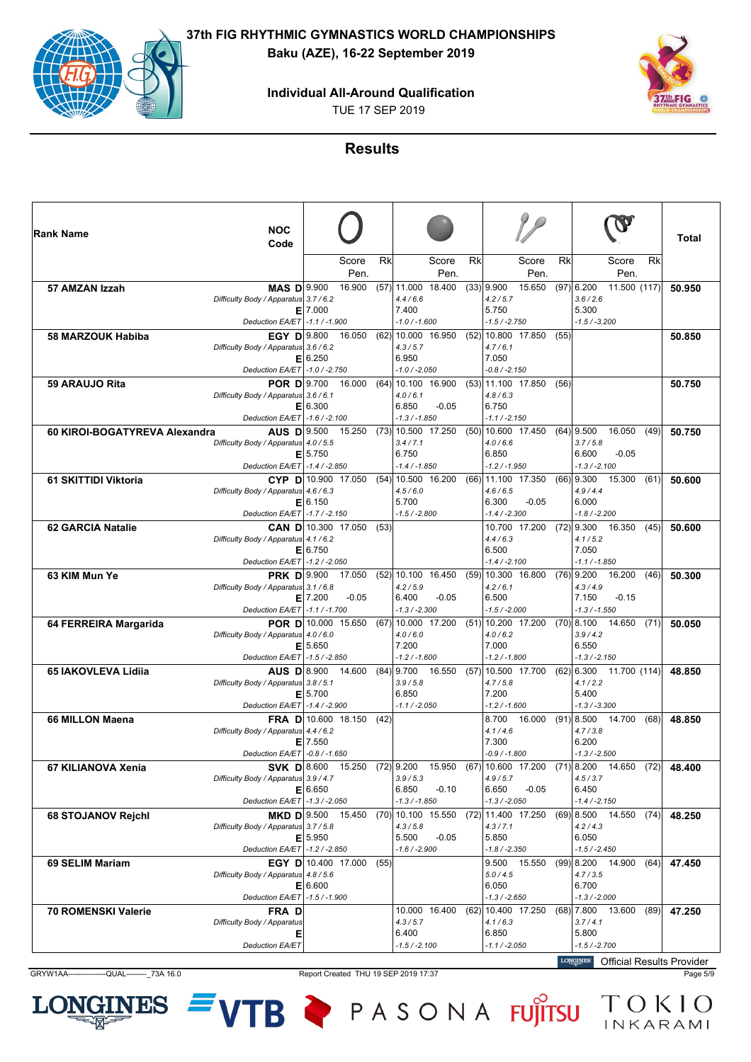# 37th FIG RHYTHMIC GYMNASTICS WORLD CHAMPIONSHIPS

**Baku (AZE), 16-22 September 2019**

**Individual All-Around Qualification**

TUE 17 SEP 2019

## Results

| Rank | Name | NOC Code | | Hoop Score | Hoop Pen. | Hoop Rk | Ball Score | Ball Pen. | Ball Rk | Clubs Score | Clubs Pen. | Clubs Rk | Ribbon Score | Ribbon Pen. | Ribbon Rk | Total |
|---|---|---|---|---|---|---|---|---|---|---|---|---|---|---|---|---|
| 57 | AMZAN Izzah | MAS | D | 9.900 | | | 11.000 | | | 9.900 | | | 6.200 | | | 50.950 |
| | | | Difficulty Body / Apparatus | 3.7 / 6.2 | | | 4.4 / 6.6 | | | 4.2 / 5.7 | | | 3.6 / 2.6 | | | |
| | | | E | 7.000 | | | 7.400 | | | 5.750 | | | 5.300 | | | |
| | | | Deduction EA/ET | -1.1 / -1.900 | 16.900 | (57) | -1.0 / -1.600 | 18.400 | (33) | -1.5 / -2.750 | 15.650 | (97) | -1.5 / -3.200 | 11.500 | (117) | |
| 58 | MARZOUK Habiba | EGY | D | 9.800 | | | 10.000 | | | 10.800 | | | | | | 50.850 |
| | | | Difficulty Body / Apparatus | 3.6 / 6.2 | | | 4.3 / 5.7 | | | 4.7 / 6.1 | | | | | | |
| | | | E | 6.250 | | | 6.950 | | | 7.050 | | | | | | |
| | | | Deduction EA/ET | -1.0 / -2.750 | 16.050 | (62) | -1.0 / -2.050 | 16.950 | (52) | -0.8 / -2.150 | 17.850 | (55) | | | | |
| 59 | ARAUJO Rita | POR | D | 9.700 | | | 10.100 | | | 11.100 | | | | | | 50.750 |
| | | | Difficulty Body / Apparatus | 3.6 / 6.1 | | | 4.0 / 6.1 | | | 4.8 / 6.3 | | | | | | |
| | | | E | 6.300 | | | 6.850 | -0.05 | | 6.750 | | | | | | |
| | | | Deduction EA/ET | -1.6 / -2.100 | 16.000 | (64) | -1.3 / -1.850 | 16.900 | (53) | -1.1 / -2.150 | 17.850 | (56) | | | | |
| 60 | KIROI-BOGATYREVA Alexandra | AUS | D | 9.500 | | | 10.500 | | | 10.600 | | | 9.500 | | | 50.750 |
| | | | Difficulty Body / Apparatus | 4.0 / 5.5 | | | 3.4 / 7.1 | | | 4.0 / 6.6 | | | 3.7 / 5.8 | | | |
| | | | E | 5.750 | | | 6.750 | | | 6.850 | | | 6.600 | -0.05 | | |
| | | | Deduction EA/ET | -1.4 / -2.850 | 15.250 | (73) | -1.4 / -1.850 | 17.250 | (50) | -1.2 / -1.950 | 17.450 | (64) | -1.3 / -2.100 | 16.050 | (49) | |
| 61 | SKITTIDI Viktoria | CYP | D | 10.900 | | | 10.500 | | | 11.100 | | | 9.300 | | | 50.600 |
| | | | Difficulty Body / Apparatus | 4.6 / 6.3 | | | 4.5 / 6.0 | | | 4.6 / 6.5 | | | 4.9 / 4.4 | | | |
| | | | E | 6.150 | | | 5.700 | | | 6.300 | -0.05 | | 6.000 | | | |
| | | | Deduction EA/ET | -1.7 / -2.150 | 17.050 | (54) | -1.5 / -2.800 | 16.200 | (66) | -1.4 / -2.300 | 17.350 | (66) | -1.8 / -2.200 | 15.300 | (61) | |
| 62 | GARCIA Natalie | CAN | D | 10.300 | | | | | | 10.700 | | | 9.300 | | | 50.600 |
| | | | Difficulty Body / Apparatus | 4.1 / 6.2 | | | | | | 4.4 / 6.3 | | | 4.1 / 5.2 | | | |
| | | | E | 6.750 | | | | | | 6.500 | | | 7.050 | | | |
| | | | Deduction EA/ET | -1.2 / -2.050 | 17.050 | (53) | | | | -1.4 / -2.100 | 17.200 | (72) | -1.1 / -1.850 | 16.350 | (45) | |
| 63 | KIM Mun Ye | PRK | D | 9.900 | | | 10.100 | | | 10.300 | | | 9.200 | | | 50.300 |
| | | | Difficulty Body / Apparatus | 3.1 / 6.8 | | | 4.2 / 5.9 | | | 4.2 / 6.1 | | | 4.3 / 4.9 | | | |
| | | | E | 7.200 | -0.05 | | 6.400 | -0.05 | | 6.500 | | | 7.150 | -0.15 | | |
| | | | Deduction EA/ET | -1.1 / -1.700 | 17.050 | (52) | -1.3 / -2.300 | 16.450 | (59) | -1.5 / -2.000 | 16.800 | (76) | -1.3 / -1.550 | 16.200 | (46) | |
| 64 | FERREIRA Margarida | POR | D | 10.000 | | | 10.000 | | | 10.200 | | | 8.100 | | | 50.050 |
| | | | Difficulty Body / Apparatus | 4.0 / 6.0 | | | 4.0 / 6.0 | | | 4.0 / 6.2 | | | 3.9 / 4.2 | | | |
| | | | E | 5.650 | | | 7.200 | | | 7.000 | | | 6.550 | | | |
| | | | Deduction EA/ET | -1.5 / -2.850 | 15.650 | (67) | -1.2 / -1.600 | 17.200 | (51) | -1.2 / -1.800 | 17.200 | (70) | -1.3 / -2.150 | 14.650 | (71) | |
| 65 | IAKOVLEVA Lidiia | AUS | D | 8.900 | | | 9.700 | | | 10.500 | | | 6.300 | | | 48.850 |
| | | | Difficulty Body / Apparatus | 3.8 / 5.1 | | | 3.9 / 5.8 | | | 4.7 / 5.8 | | | 4.1 / 2.2 | | | |
| | | | E | 5.700 | | | 6.850 | | | 7.200 | | | 5.400 | | | |
| | | | Deduction EA/ET | -1.4 / -2.900 | 14.600 | (84) | -1.1 / -2.050 | 16.550 | (57) | -1.2 / -1.600 | 17.700 | (62) | -1.3 / -3.300 | 11.700 | (114) | |
| 66 | MILLON Maena | FRA | D | 10.600 | | | | | | 8.700 | | | 8.500 | | | 48.850 |
| | | | Difficulty Body / Apparatus | 4.4 / 6.2 | | | | | | 4.1 / 4.6 | | | 4.7 / 3.8 | | | |
| | | | E | 7.550 | | | | | | 7.300 | | | 6.200 | | | |
| | | | Deduction EA/ET | -0.8 / -1.650 | 18.150 | (42) | | | | -0.9 / -1.800 | 16.000 | (91) | -1.3 / -2.500 | 14.700 | (68) | |
| 67 | KILIANOVA Xenia | SVK | D | 8.600 | | | 9.200 | | | 10.600 | | | 8.200 | | | 48.400 |
| | | | Difficulty Body / Apparatus | 3.9 / 4.7 | | | 3.9 / 5.3 | | | 4.9 / 5.7 | | | 4.5 / 3.7 | | | |
| | | | E | 6.650 | | | 6.850 | -0.10 | | 6.650 | -0.05 | | 6.450 | | | |
| | | | Deduction EA/ET | -1.3 / -2.050 | 15.250 | (72) | -1.3 / -1.850 | 15.950 | (67) | -1.3 / -2.050 | 17.200 | (71) | -1.4 / -2.150 | 14.650 | (72) | |
| 68 | STOJANOV Rejchl | MKD | D | 9.500 | | | 10.100 | | | 11.400 | | | 8.500 | | | 48.250 |
| | | | Difficulty Body / Apparatus | 3.7 / 5.8 | | | 4.3 / 5.8 | | | 4.3 / 7.1 | | | 4.2 / 4.3 | | | |
| | | | E | 5.950 | | | 5.500 | -0.05 | | 5.850 | | | 6.050 | | | |
| | | | Deduction EA/ET | -1.2 / -2.850 | 15.450 | (70) | -1.6 / -2.900 | 15.550 | (72) | -1.8 / -2.350 | 17.250 | (69) | -1.5 / -2.450 | 14.550 | (74) | |
| 69 | SELIM Mariam | EGY | D | 10.400 | | | | | | 9.500 | | | 8.200 | | | 47.450 |
| | | | Difficulty Body / Apparatus | 4.8 / 5.6 | | | | | | 5.0 / 4.5 | | | 4.7 / 3.5 | | | |
| | | | E | 6.600 | | | | | | 6.050 | | | 6.700 | | | |
| | | | Deduction EA/ET | -1.5 / -1.900 | 17.000 | (55) | | | | -1.3 / -2.650 | 15.550 | (99) | -1.3 / -2.000 | 14.900 | (64) | |
| 70 | ROMENSKI Valerie | FRA | D | | | | 10.000 | | | 10.400 | | | 7.800 | | | 47.250 |
| | | | Difficulty Body / Apparatus | | | | 4.3 / 5.7 | | | 4.1 / 6.3 | | | 3.7 / 4.1 | | | |
| | | | E | | | | 6.400 | | | 6.850 | | | 5.800 | | | |
| | | | Deduction EA/ET | | | | -1.5 / -2.100 | 16.400 | (62) | -1.1 / -2.050 | 17.250 | (68) | -1.5 / -2.700 | 13.600 | (89) | |

GRYW1AA---------------QUAL--------_73A 16.0 Report Created THU 19 SEP 2019 17:37

LONGINES Official Results Provider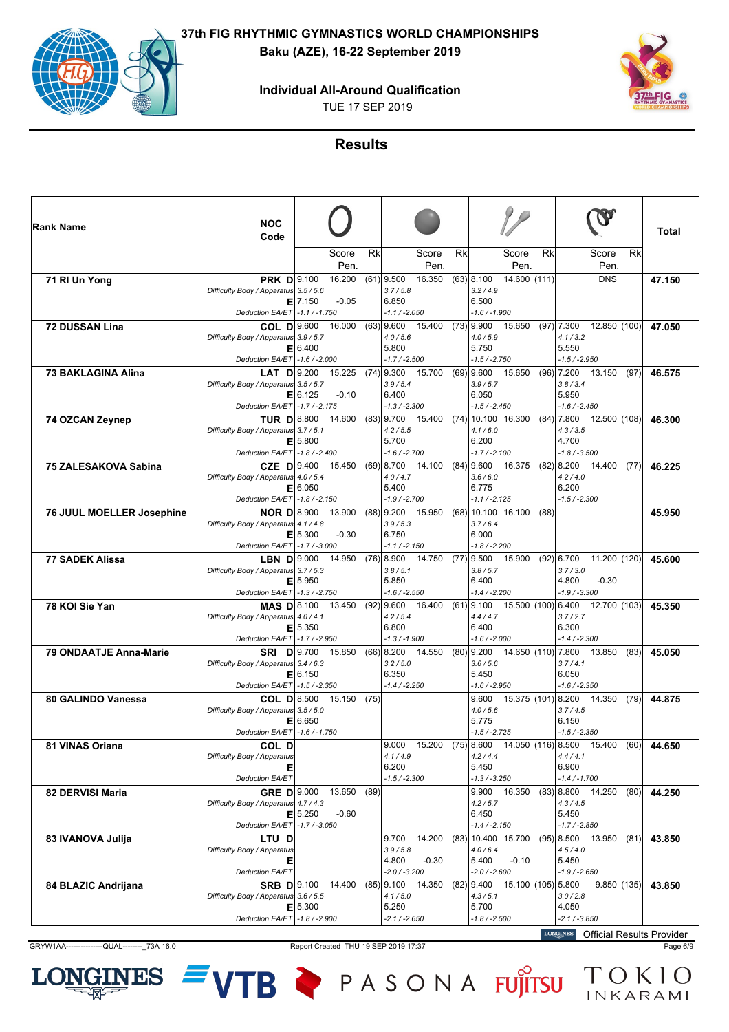# 37th FIG RHYTHMIC GYMNASTICS WORLD CHAMPIONSHIPS

**Baku (AZE), 16-22 September 2019**

**Individual All-Around Qualification**

TUE 17 SEP 2019

## Results

| Rank Name | NOC Code | | Hoop Score | Hoop Pen. | Hoop Rk | Ball Score | Ball Pen. | Ball Rk | Clubs Score | Clubs Pen. | Clubs Rk | Ribbon Score | Ribbon Pen. | Ribbon Rk | Total |
|---|---|---|---|---|---|---|---|---|---|---|---|---|---|---|---|
| 71 RI Un Yong | PRK | D | 9.100 | 16.200 | (61) | 9.500 | 16.350 | (63) | 8.100 | 14.600 | (111) | | DNS | | 47.150 |
| | | Difficulty Body / Apparatus | 3.5 / 5.6 | | | 3.7 / 5.8 | | | 3.2 / 4.9 | | | | | | |
| | | E | 7.150 | -0.05 | | 6.850 | | | 6.500 | | | | | | |
| | | Deduction EA/ET | -1.1 / -1.750 | | | -1.1 / -2.050 | | | -1.6 / -1.900 | | | | | | |
| 72 DUSSAN Lina | COL | D | 9.600 | 16.000 | (63) | 9.600 | 15.400 | (73) | 9.900 | 15.650 | (97) | 7.300 | 12.850 | (100) | 47.050 |
| | | Difficulty Body / Apparatus | 3.9 / 5.7 | | | 4.0 / 5.6 | | | 4.0 / 5.9 | | | 4.1 / 3.2 | | | |
| | | E | 6.400 | | | 5.800 | | | 5.750 | | | 5.550 | | | |
| | | Deduction EA/ET | -1.6 / -2.000 | | | -1.7 / -2.500 | | | -1.5 / -2.750 | | | -1.5 / -2.950 | | | |
| 73 BAKLAGINA Alina | LAT | D | 9.200 | 15.225 | (74) | 9.300 | 15.700 | (69) | 9.600 | 15.650 | (96) | 7.200 | 13.150 | (97) | 46.575 |
| | | Difficulty Body / Apparatus | 3.5 / 5.7 | | | 3.9 / 5.4 | | | 3.9 / 5.7 | | | 3.8 / 3.4 | | | |
| | | E | 6.125 | -0.10 | | 6.400 | | | 6.050 | | | 5.950 | | | |
| | | Deduction EA/ET | -1.7 / -2.175 | | | -1.3 / -2.300 | | | -1.5 / -2.450 | | | -1.6 / -2.450 | | | |
| 74 OZCAN Zeynep | TUR | D | 8.800 | 14.600 | (83) | 9.700 | 15.400 | (74) | 10.100 | 16.300 | (84) | 7.800 | 12.500 | (108) | 46.300 |
| | | Difficulty Body / Apparatus | 3.7 / 5.1 | | | 4.2 / 5.5 | | | 4.1 / 6.0 | | | 4.3 / 3.5 | | | |
| | | E | 5.800 | | | 5.700 | | | 6.200 | | | 4.700 | | | |
| | | Deduction EA/ET | -1.8 / -2.400 | | | -1.6 / -2.700 | | | -1.7 / -2.100 | | | -1.8 / -3.500 | | | |
| 75 ZALESAKOVA Sabina | CZE | D | 9.400 | 15.450 | (69) | 8.700 | 14.100 | (84) | 9.600 | 16.375 | (82) | 8.200 | 14.400 | (77) | 46.225 |
| | | Difficulty Body / Apparatus | 4.0 / 5.4 | | | 4.0 / 4.7 | | | 3.6 / 6.0 | | | 4.2 / 4.0 | | | |
| | | E | 6.050 | | | 5.400 | | | 6.775 | | | 6.200 | | | |
| | | Deduction EA/ET | -1.8 / -2.150 | | | -1.9 / -2.700 | | | -1.1 / -2.125 | | | -1.5 / -2.300 | | | |
| 76 JUUL MOELLER Josephine | NOR | D | 8.900 | 13.900 | (88) | 9.200 | 15.950 | (68) | 10.100 | 16.100 | (88) | | | | 45.950 |
| | | Difficulty Body / Apparatus | 4.1 / 4.8 | | | 3.9 / 5.3 | | | 3.7 / 6.4 | | | | | | |
| | | E | 5.300 | -0.30 | | 6.750 | | | 6.000 | | | | | | |
| | | Deduction EA/ET | -1.7 / -3.000 | | | -1.1 / -2.150 | | | -1.8 / -2.200 | | | | | | |
| 77 SADEK Alissa | LBN | D | 9.000 | 14.950 | (76) | 8.900 | 14.750 | (77) | 9.500 | 15.900 | (92) | 6.700 | 11.200 | (120) | 45.600 |
| | | Difficulty Body / Apparatus | 3.7 / 5.3 | | | 3.8 / 5.1 | | | 3.8 / 5.7 | | | 3.7 / 3.0 | | | |
| | | E | 5.950 | | | 5.850 | | | 6.400 | | | 4.800 | -0.30 | | |
| | | Deduction EA/ET | -1.3 / -2.750 | | | -1.6 / -2.550 | | | -1.4 / -2.200 | | | -1.9 / -3.300 | | | |
| 78 KOI Sie Yan | MAS | D | 8.100 | 13.450 | (92) | 9.600 | 16.400 | (61) | 9.100 | 15.500 | (100) | 6.400 | 12.700 | (103) | 45.350 |
| | | Difficulty Body / Apparatus | 4.0 / 4.1 | | | 4.2 / 5.4 | | | 4.4 / 4.7 | | | 3.7 / 2.7 | | | |
| | | E | 5.350 | | | 6.800 | | | 6.400 | | | 6.300 | | | |
| | | Deduction EA/ET | -1.7 / -2.950 | | | -1.3 / -1.900 | | | -1.6 / -2.000 | | | -1.4 / -2.300 | | | |
| 79 ONDAATJE Anna-Marie | SRI | D | 9.700 | 15.850 | (66) | 8.200 | 14.550 | (80) | 9.200 | 14.650 | (110) | 7.800 | 13.850 | (83) | 45.050 |
| | | Difficulty Body / Apparatus | 3.4 / 6.3 | | | 3.2 / 5.0 | | | 3.6 / 5.6 | | | 3.7 / 4.1 | | | |
| | | E | 6.150 | | | 6.350 | | | 5.450 | | | 6.050 | | | |
| | | Deduction EA/ET | -1.5 / -2.350 | | | -1.4 / -2.250 | | | -1.6 / -2.950 | | | -1.6 / -2.350 | | | |
| 80 GALINDO Vanessa | COL | D | 8.500 | 15.150 | (75) | | | | 9.600 | 15.375 | (101) | 8.200 | 14.350 | (79) | 44.875 |
| | | Difficulty Body / Apparatus | 3.5 / 5.0 | | | | | | 4.0 / 5.6 | | | 3.7 / 4.5 | | | |
| | | E | 6.650 | | | | | | 5.775 | | | 6.150 | | | |
| | | Deduction EA/ET | -1.6 / -1.750 | | | | | | -1.5 / -2.725 | | | -1.5 / -2.350 | | | |
| 81 VINAS Oriana | COL | D | | | | 9.000 | 15.200 | (75) | 8.600 | 14.050 | (116) | 8.500 | 15.400 | (60) | 44.650 |
| | | Difficulty Body / Apparatus | | | | 4.1 / 4.9 | | | 4.2 / 4.4 | | | 4.4 / 4.1 | | | |
| | | E | | | | 6.200 | | | 5.450 | | | 6.900 | | | |
| | | Deduction EA/ET | | | | -1.5 / -2.300 | | | -1.3 / -3.250 | | | -1.4 / -1.700 | | | |
| 82 DERVISI Maria | GRE | D | 9.000 | 13.650 | (89) | | | | 9.900 | 16.350 | (83) | 8.800 | 14.250 | (80) | 44.250 |
| | | Difficulty Body / Apparatus | 4.7 / 4.3 | | | | | | 4.2 / 5.7 | | | 4.3 / 4.5 | | | |
| | | E | 5.250 | -0.60 | | | | | 6.450 | | | 5.450 | | | |
| | | Deduction EA/ET | -1.7 / -3.050 | | | | | | -1.4 / -2.150 | | | -1.7 / -2.850 | | | |
| 83 IVANOVA Julija | LTU | D | | | | 9.700 | 14.200 | (83) | 10.400 | 15.700 | (95) | 8.500 | 13.950 | (81) | 43.850 |
| | | Difficulty Body / Apparatus | | | | 3.9 / 5.8 | | | 4.0 / 6.4 | | | 4.5 / 4.0 | | | |
| | | E | | | | 4.800 | -0.30 | | 5.400 | -0.10 | | 5.450 | | | |
| | | Deduction EA/ET | | | | -2.0 / -3.200 | | | -2.0 / -2.600 | | | -1.9 / -2.650 | | | |
| 84 BLAZIC Andrijana | SRB | D | 9.100 | 14.400 | (85) | 9.100 | 14.350 | (82) | 9.400 | 15.100 | (105) | 5.800 | 9.850 | (135) | 43.850 |
| | | Difficulty Body / Apparatus | 3.6 / 5.5 | | | 4.1 / 5.0 | | | 4.3 / 5.1 | | | 3.0 / 2.8 | | | |
| | | E | 5.300 | | | 5.250 | | | 5.700 | | | 4.050 | | | |
| | | Deduction EA/ET | -1.8 / -2.900 | | | -2.1 / -2.650 | | | -1.8 / -2.500 | | | -2.1 / -3.850 | | | |

LONGINES Official Results Provider

GRYW1AA---------------QUAL--------_73A 16.0 Report Created THU 19 SEP 2019 17:37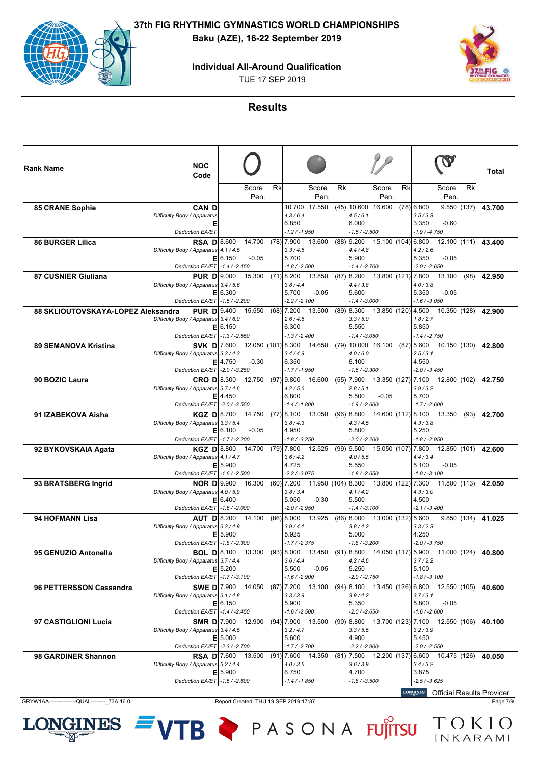**37th FIG RHYTHMIC GYMNASTICS WORLD CHAMPIONSHIPS**

**Baku (AZE), 16-22 September 2019**

**Individual All-Around Qualification**

TUE 17 SEP 2019

## Results

| Rank | Name | NOC Code | | Hoop Score | Hoop Pen. | Hoop Rk | Ball Score | Ball Pen. | Ball Rk | Clubs Score | Clubs Pen. | Clubs Rk | Ribbon Score | Ribbon Pen. | Ribbon Rk | Total |
|---|---|---|---|---|---|---|---|---|---|---|---|---|---|---|---|---|
| 85 | CRANE Sophie | CAN | D | | | | 10.700 | 17.550 | (45) | 10.600 | 16.600 | (78) | 6.800 | 9.550 | (137) | 43.700 |
| | | | Difficulty Body / Apparatus | | | | 4.3 / 6.4 | | | 4.5 / 6.1 | | | 3.5 / 3.3 | | | |
| | | | E | | | | 6.850 | | | 6.000 | | | 3.350 | -0.60 | | |
| | | | Deduction EA/ET | | | | -1.2 / -1.950 | | | -1.5 / -2.500 | | | -1.9 / -4.750 | | | |
| 86 | BURGER Lilica | RSA | D | 8.600 | 14.700 | (78) | 7.900 | 13.600 | (88) | 9.200 | 15.100 | (104) | 6.800 | 12.100 | (111) | 43.400 |
| | | | Difficulty Body / Apparatus | 4.1 / 4.5 | | | 3.3 / 4.6 | | | 4.4 / 4.8 | | | 4.2 / 2.6 | | | |
| | | | E | 6.150 | -0.05 | | 5.700 | | | 5.900 | | | 5.350 | -0.05 | | |
| | | | Deduction EA/ET | -1.4 / -2.450 | | | -1.8 / -2.500 | | | -1.4 / -2.700 | | | -2.0 / -2.650 | | | |
| 87 | CUSNIER Giuliana | PUR | D | 9.000 | 15.300 | (71) | 8.200 | 13.850 | (87) | 8.200 | 13.800 | (121) | 7.800 | 13.100 | (98) | 42.950 |
| | | | Difficulty Body / Apparatus | 3.4 / 5.6 | | | 3.8 / 4.4 | | | 4.4 / 3.8 | | | 4.0 / 3.8 | | | |
| | | | E | 6.300 | | | 5.700 | -0.05 | | 5.600 | | | 5.350 | -0.05 | | |
| | | | Deduction EA/ET | -1.5 / -2.200 | | | -2.2 / -2.100 | | | -1.4 / -3.000 | | | -1.6 / -3.050 | | | |
| 88 | SKLIOUTOVSKAYA-LOPEZ Aleksandra | PUR | D | 9.400 | 15.550 | (68) | 7.200 | 13.500 | (89) | 8.300 | 13.850 | (120) | 4.500 | 10.350 | (128) | 42.900 |
| | | | Difficulty Body / Apparatus | 3.4 / 6.0 | | | 2.6 / 4.6 | | | 3.3 / 5.0 | | | 1.8 / 2.7 | | | |
| | | | E | 6.150 | | | 6.300 | | | 5.550 | | | 5.850 | | | |
| | | | Deduction EA/ET | -1.3 / -2.550 | | | -1.3 / -2.400 | | | -1.4 / -3.050 | | | -1.4 / -2.750 | | | |
| 89 | SEMANOVA Kristina | SVK | D | 7.600 | 12.050 | (101) | 8.300 | 14.650 | (79) | 10.000 | 16.100 | (87) | 5.600 | 10.150 | (130) | 42.800 |
| | | | Difficulty Body / Apparatus | 3.3 / 4.3 | | | 3.4 / 4.9 | | | 4.0 / 6.0 | | | 2.5 / 3.1 | | | |
| | | | E | 4.750 | -0.30 | | 6.350 | | | 6.100 | | | 4.550 | | | |
| | | | Deduction EA/ET | -2.0 / -3.250 | | | -1.7 / -1.950 | | | -1.6 / -2.300 | | | -2.0 / -3.450 | | | |
| 90 | BOZIC Laura | CRO | D | 8.300 | 12.750 | (97) | 9.800 | 16.600 | (55) | 7.900 | 13.350 | (127) | 7.100 | 12.800 | (102) | 42.750 |
| | | | Difficulty Body / Apparatus | 3.7 / 4.6 | | | 4.2 / 5.6 | | | 2.8 / 5.1 | | | 3.9 / 3.2 | | | |
| | | | E | 4.450 | | | 6.800 | | | 5.500 | -0.05 | | 5.700 | | | |
| | | | Deduction EA/ET | -2.0 / -3.550 | | | -1.4 / -1.800 | | | -1.9 / -2.600 | | | -1.7 / -2.600 | | | |
| 91 | IZABEKOVA Aisha | KGZ | D | 8.700 | 14.750 | (77) | 8.100 | 13.050 | (96) | 8.800 | 14.600 | (112) | 8.100 | 13.350 | (93) | 42.700 |
| | | | Difficulty Body / Apparatus | 3.3 / 5.4 | | | 3.8 / 4.3 | | | 4.3 / 4.5 | | | 4.3 / 3.8 | | | |
| | | | E | 6.100 | -0.05 | | 4.950 | | | 5.800 | | | 5.250 | | | |
| | | | Deduction EA/ET | -1.7 / -2.200 | | | -1.8 / -3.250 | | | -2.0 / -2.200 | | | -1.8 / -2.950 | | | |
| 92 | BYKOVSKAIA Agata | KGZ | D | 8.800 | 14.700 | (79) | 7.800 | 12.525 | (99) | 9.500 | 15.050 | (107) | 7.800 | 12.850 | (101) | 42.600 |
| | | | Difficulty Body / Apparatus | 4.1 / 4.7 | | | 3.6 / 4.2 | | | 4.0 / 5.5 | | | 4.4 / 3.4 | | | |
| | | | E | 5.900 | | | 4.725 | | | 5.550 | | | 5.100 | -0.05 | | |
| | | | Deduction EA/ET | -1.6 / -2.500 | | | -2.2 / -3.075 | | | -1.8 / -2.650 | | | -1.8 / -3.100 | | | |
| 93 | BRATSBERG Ingrid | NOR | D | 9.900 | 16.300 | (60) | 7.200 | 11.950 | (104) | 8.300 | 13.800 | (122) | 7.300 | 11.800 | (113) | 42.050 |
| | | | Difficulty Body / Apparatus | 4.0 / 5.9 | | | 3.8 / 3.4 | | | 4.1 / 4.2 | | | 4.3 / 3.0 | | | |
| | | | E | 6.400 | | | 5.050 | -0.30 | | 5.500 | | | 4.500 | | | |
| | | | Deduction EA/ET | -1.6 / -2.000 | | | -2.0 / -2.950 | | | -1.4 / -3.100 | | | -2.1 / -3.400 | | | |
| 94 | HOFMANN Lisa | AUT | D | 8.200 | 14.100 | (86) | 8.000 | 13.925 | (86) | 8.000 | 13.000 | (132) | 5.600 | 9.850 | (134) | 41.025 |
| | | | Difficulty Body / Apparatus | 3.3 / 4.9 | | | 3.9 / 4.1 | | | 3.8 / 4.2 | | | 3.3 / 2.3 | | | |
| | | | E | 5.900 | | | 5.925 | | | 5.000 | | | 4.250 | | | |
| | | | Deduction EA/ET | -1.8 / -2.300 | | | -1.7 / -2.375 | | | -1.8 / -3.200 | | | -2.0 / -3.750 | | | |
| 95 | GENUZIO Antonella | BOL | D | 8.100 | 13.300 | (93) | 8.000 | 13.450 | (91) | 8.800 | 14.050 | (117) | 5.900 | 11.000 | (124) | 40.800 |
| | | | Difficulty Body / Apparatus | 3.7 / 4.4 | | | 3.6 / 4.4 | | | 4.2 / 4.6 | | | 3.7 / 2.2 | | | |
| | | | E | 5.200 | | | 5.500 | -0.05 | | 5.250 | | | 5.100 | | | |
| | | | Deduction EA/ET | -1.7 / -3.100 | | | -1.6 / -2.900 | | | -2.0 / -2.750 | | | -1.8 / -3.100 | | | |
| 96 | PETTERSSON Cassandra | SWE | D | 7.900 | 14.050 | (87) | 7.200 | 13.100 | (94) | 8.100 | 13.450 | (126) | 6.800 | 12.550 | (105) | 40.600 |
| | | | Difficulty Body / Apparatus | 3.1 / 4.8 | | | 3.3 / 3.9 | | | 3.9 / 4.2 | | | 3.7 / 3.1 | | | |
| | | | E | 6.150 | | | 5.900 | | | 5.350 | | | 5.800 | -0.05 | | |
| | | | Deduction EA/ET | -1.4 / -2.450 | | | -1.6 / -2.500 | | | -2.0 / -2.650 | | | -1.6 / -2.600 | | | |
| 97 | CASTIGLIONI Lucia | SMR | D | 7.900 | 12.900 | (94) | 7.900 | 13.500 | (90) | 8.800 | 13.700 | (123) | 7.100 | 12.550 | (106) | 40.100 |
| | | | Difficulty Body / Apparatus | 3.4 / 4.5 | | | 3.2 / 4.7 | | | 3.3 / 5.5 | | | 3.2 / 3.9 | | | |
| | | | E | 5.000 | | | 5.600 | | | 4.900 | | | 5.450 | | | |
| | | | Deduction EA/ET | -2.3 / -2.700 | | | -1.7 / -2.700 | | | -2.2 / -2.900 | | | -2.0 / -2.550 | | | |
| 98 | GARDINER Shannon | RSA | D | 7.600 | 13.500 | (91) | 7.600 | 14.350 | (81) | 7.500 | 12.200 | (137) | 6.600 | 10.475 | (126) | 40.050 |
| | | | Difficulty Body / Apparatus | 3.2 / 4.4 | | | 4.0 / 3.6 | | | 3.6 / 3.9 | | | 3.4 / 3.2 | | | |
| | | | E | 5.900 | | | 6.750 | | | 4.700 | | | 3.875 | | | |
| | | | Deduction EA/ET | -1.5 / -2.600 | | | -1.4 / -1.850 | | | -1.8 / -3.500 | | | -2.5 / -3.625 | | | |

Official Results Provider

GRYW1AA---------------QUAL--------_73A 16.0 Report Created THU 19 SEP 2019 17:37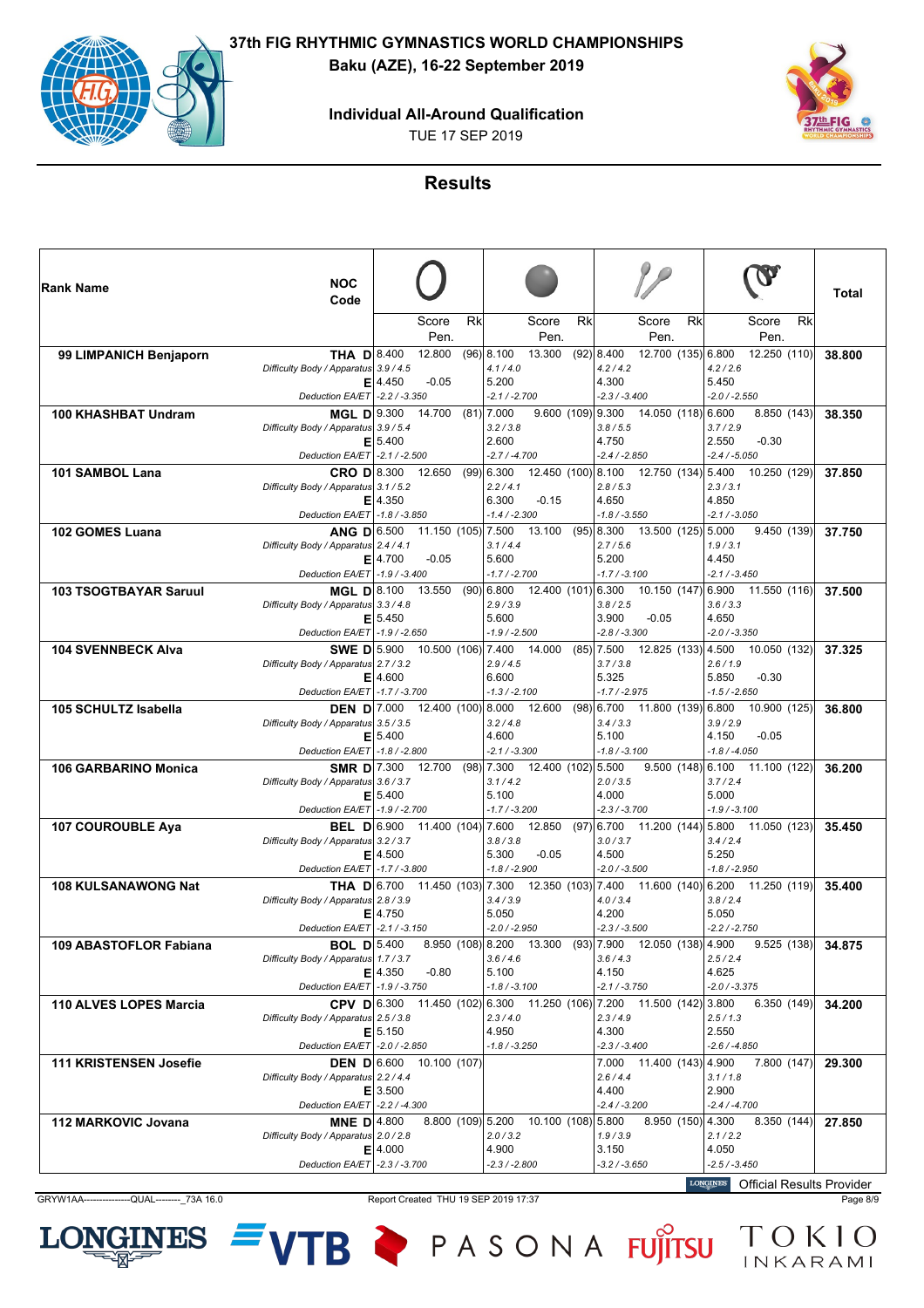# 37th FIG RHYTHMIC GYMNASTICS WORLD CHAMPIONSHIPS

**Baku (AZE), 16-22 September 2019**

**Individual All-Around Qualification**

TUE 17 SEP 2019

## Results

| Rank Name | NOC Code | | Hoop D/E | Hoop Score / Pen. | Hoop Rk | Ball D/E | Ball Score / Pen. | Ball Rk | Clubs D/E | Clubs Score / Pen. | Clubs Rk | Ribbon D/E | Ribbon Score / Pen. | Ribbon Rk | Total |
|---|---|---|---|---|---|---|---|---|---|---|---|---|---|---|---|
| 99 LIMPANICH Benjaporn | THA | D | 8.400 | 12.800 | (96) | 8.100 | 13.300 | (92) | 8.400 | 12.700 | (135) | 6.800 | 12.250 | (110) | 38.800 |
| | | *Difficulty Body / Apparatus* | *3.9 / 4.5* | | | *4.1 / 4.0* | | | *4.2 / 4.2* | | | *4.2 / 2.6* | | | |
| | | E | 4.450 | -0.05 | | 5.200 | | | 4.300 | | | 5.450 | | | |
| | | *Deduction EA/ET* | *-2.2 / -3.350* | | | *-2.1 / -2.700* | | | *-2.3 / -3.400* | | | *-2.0 / -2.550* | | | |
| 100 KHASHBAT Undram | MGL | D | 9.300 | 14.700 | (81) | 7.000 | 9.600 | (109) | 9.300 | 14.050 | (118) | 6.600 | 8.850 | (143) | 38.350 |
| | | *Difficulty Body / Apparatus* | *3.9 / 5.4* | | | *3.2 / 3.8* | | | *3.8 / 5.5* | | | *3.7 / 2.9* | | | |
| | | E | 5.400 | | | 2.600 | | | 4.750 | | | 2.550 | -0.30 | | |
| | | *Deduction EA/ET* | *-2.1 / -2.500* | | | *-2.7 / -4.700* | | | *-2.4 / -2.850* | | | *-2.4 / -5.050* | | | |
| 101 SAMBOL Lana | CRO | D | 8.300 | 12.650 | (99) | 6.300 | 12.450 | (100) | 8.100 | 12.750 | (134) | 5.400 | 10.250 | (129) | 37.850 |
| | | *Difficulty Body / Apparatus* | *3.1 / 5.2* | | | *2.2 / 4.1* | | | *2.8 / 5.3* | | | *2.3 / 3.1* | | | |
| | | E | 4.350 | | | 6.300 | -0.15 | | 4.650 | | | 4.850 | | | |
| | | *Deduction EA/ET* | *-1.8 / -3.850* | | | *-1.4 / -2.300* | | | *-1.8 / -3.550* | | | *-2.1 / -3.050* | | | |
| 102 GOMES Luana | ANG | D | 6.500 | 11.150 | (105) | 7.500 | 13.100 | (95) | 8.300 | 13.500 | (125) | 5.000 | 9.450 | (139) | 37.750 |
| | | *Difficulty Body / Apparatus* | *2.4 / 4.1* | | | *3.1 / 4.4* | | | *2.7 / 5.6* | | | *1.9 / 3.1* | | | |
| | | E | 4.700 | -0.05 | | 5.600 | | | 5.200 | | | 4.450 | | | |
| | | *Deduction EA/ET* | *-1.9 / -3.400* | | | *-1.7 / -2.700* | | | *-1.7 / -3.100* | | | *-2.1 / -3.450* | | | |
| 103 TSOGTBAYAR Saruul | MGL | D | 8.100 | 13.550 | (90) | 6.800 | 12.400 | (101) | 6.300 | 10.150 | (147) | 6.900 | 11.550 | (116) | 37.500 |
| | | *Difficulty Body / Apparatus* | *3.3 / 4.8* | | | *2.9 / 3.9* | | | *3.8 / 2.5* | | | *3.6 / 3.3* | | | |
| | | E | 5.450 | | | 5.600 | | | 3.900 | -0.05 | | 4.650 | | | |
| | | *Deduction EA/ET* | *-1.9 / -2.650* | | | *-1.9 / -2.500* | | | *-2.8 / -3.300* | | | *-2.0 / -3.350* | | | |
| 104 SVENNBECK Alva | SWE | D | 5.900 | 10.500 | (106) | 7.400 | 14.000 | (85) | 7.500 | 12.825 | (133) | 4.500 | 10.050 | (132) | 37.325 |
| | | *Difficulty Body / Apparatus* | *2.7 / 3.2* | | | *2.9 / 4.5* | | | *3.7 / 3.8* | | | *2.6 / 1.9* | | | |
| | | E | 4.600 | | | 6.600 | | | 5.325 | | | 5.850 | -0.30 | | |
| | | *Deduction EA/ET* | *-1.7 / -3.700* | | | *-1.3 / -2.100* | | | *-1.7 / -2.975* | | | *-1.5 / -2.650* | | | |
| 105 SCHULTZ Isabella | DEN | D | 7.000 | 12.400 | (100) | 8.000 | 12.600 | (98) | 6.700 | 11.800 | (139) | 6.800 | 10.900 | (125) | 36.800 |
| | | *Difficulty Body / Apparatus* | *3.5 / 3.5* | | | *3.2 / 4.8* | | | *3.4 / 3.3* | | | *3.9 / 2.9* | | | |
| | | E | 5.400 | | | 4.600 | | | 5.100 | | | 4.150 | -0.05 | | |
| | | *Deduction EA/ET* | *-1.8 / -2.800* | | | *-2.1 / -3.300* | | | *-1.8 / -3.100* | | | *-1.8 / -4.050* | | | |
| 106 GARBARINO Monica | SMR | D | 7.300 | 12.700 | (98) | 7.300 | 12.400 | (102) | 5.500 | 9.500 | (148) | 6.100 | 11.100 | (122) | 36.200 |
| | | *Difficulty Body / Apparatus* | *3.6 / 3.7* | | | *3.1 / 4.2* | | | *2.0 / 3.5* | | | *3.7 / 2.4* | | | |
| | | E | 5.400 | | | 5.100 | | | 4.000 | | | 5.000 | | | |
| | | *Deduction EA/ET* | *-1.9 / -2.700* | | | *-1.7 / -3.200* | | | *-2.3 / -3.700* | | | *-1.9 / -3.100* | | | |
| 107 COUROUBLE Aya | BEL | D | 6.900 | 11.400 | (104) | 7.600 | 12.850 | (97) | 6.700 | 11.200 | (144) | 5.800 | 11.050 | (123) | 35.450 |
| | | *Difficulty Body / Apparatus* | *3.2 / 3.7* | | | *3.8 / 3.8* | | | *3.0 / 3.7* | | | *3.4 / 2.4* | | | |
| | | E | 4.500 | | | 5.300 | -0.05 | | 4.500 | | | 5.250 | | | |
| | | *Deduction EA/ET* | *-1.7 / -3.800* | | | *-1.8 / -2.900* | | | *-2.0 / -3.500* | | | *-1.8 / -2.950* | | | |
| 108 KULSANAWONG Nat | THA | D | 6.700 | 11.450 | (103) | 7.300 | 12.350 | (103) | 7.400 | 11.600 | (140) | 6.200 | 11.250 | (119) | 35.400 |
| | | *Difficulty Body / Apparatus* | *2.8 / 3.9* | | | *3.4 / 3.9* | | | *4.0 / 3.4* | | | *3.8 / 2.4* | | | |
| | | E | 4.750 | | | 5.050 | | | 4.200 | | | 5.050 | | | |
| | | *Deduction EA/ET* | *-2.1 / -3.150* | | | *-2.0 / -2.950* | | | *-2.3 / -3.500* | | | *-2.2 / -2.750* | | | |
| 109 ABASTOFLOR Fabiana | BOL | D | 5.400 | 8.950 | (108) | 8.200 | 13.300 | (93) | 7.900 | 12.050 | (138) | 4.900 | 9.525 | (138) | 34.875 |
| | | *Difficulty Body / Apparatus* | *1.7 / 3.7* | | | *3.6 / 4.6* | | | *3.6 / 4.3* | | | *2.5 / 2.4* | | | |
| | | E | 4.350 | -0.80 | | 5.100 | | | 4.150 | | | 4.625 | | | |
| | | *Deduction EA/ET* | *-1.9 / -3.750* | | | *-1.8 / -3.100* | | | *-2.1 / -3.750* | | | *-2.0 / -3.375* | | | |
| 110 ALVES LOPES Marcia | CPV | D | 6.300 | 11.450 | (102) | 6.300 | 11.250 | (106) | 7.200 | 11.500 | (142) | 3.800 | 6.350 | (149) | 34.200 |
| | | *Difficulty Body / Apparatus* | *2.5 / 3.8* | | | *2.3 / 4.0* | | | *2.3 / 4.9* | | | *2.5 / 1.3* | | | |
| | | E | 5.150 | | | 4.950 | | | 4.300 | | | 2.550 | | | |
| | | *Deduction EA/ET* | *-2.0 / -2.850* | | | *-1.8 / -3.250* | | | *-2.3 / -3.400* | | | *-2.6 / -4.850* | | | |
| 111 KRISTENSEN Josefie | DEN | D | 6.600 | 10.100 | (107) | | | | 7.000 | 11.400 | (143) | 4.900 | 7.800 | (147) | 29.300 |
| | | *Difficulty Body / Apparatus* | *2.2 / 4.4* | | | | | | *2.6 / 4.4* | | | *3.1 / 1.8* | | | |
| | | E | 3.500 | | | | | | 4.400 | | | 2.900 | | | |
| | | *Deduction EA/ET* | *-2.2 / -4.300* | | | | | | *-2.4 / -3.200* | | | *-2.4 / -4.700* | | | |
| 112 MARKOVIC Jovana | MNE | D | 4.800 | 8.800 | (109) | 5.200 | 10.100 | (108) | 5.800 | 8.950 | (150) | 4.300 | 8.350 | (144) | 27.850 |
| | | *Difficulty Body / Apparatus* | *2.0 / 2.8* | | | *2.0 / 3.2* | | | *1.9 / 3.9* | | | *2.1 / 2.2* | | | |
| | | E | 4.000 | | | 4.900 | | | 3.150 | | | 4.050 | | | |
| | | *Deduction EA/ET* | *-2.3 / -3.700* | | | *-2.3 / -2.800* | | | *-3.2 / -3.650* | | | *-2.5 / -3.450* | | | |

Official Results Provider

GRYW1AA---------------QUAL--------_73A 16.0

Report Created THU 19 SEP 2019 17:37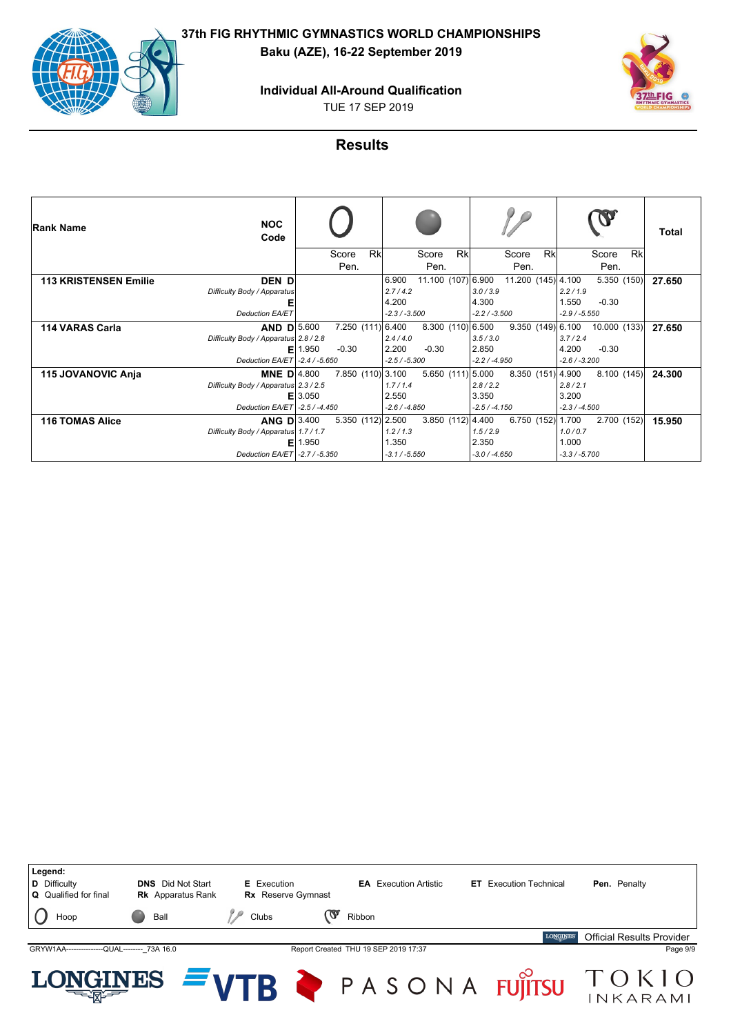# 37th FIG RHYTHMIC GYMNASTICS WORLD CHAMPIONSHIPS

**Baku (AZE), 16-22 September 2019**

**Individual All-Around Qualification**

TUE 17 SEP 2019

## Results

| Rank Name | NOC Code | | Hoop Score | Hoop Pen. | Hoop Rk | Ball Score | Ball Pen. | Ball Rk | Clubs Score | Clubs Pen. | Clubs Rk | Ribbon Score | Ribbon Pen. | Ribbon Rk | Total |
|---|---|---|---|---|---|---|---|---|---|---|---|---|---|---|---|
| 113 KRISTENSEN Emilie | DEN | D | | | | 6.900 | 11.100 | (107) | 6.900 | 11.200 | (145) | 4.100 | 5.350 | (150) | 27.650 |
| | | *Difficulty Body / Apparatus* | | | | *2.7 / 4.2* | | | *3.0 / 3.9* | | | *2.2 / 1.9* | | | |
| | | E | | | | 4.200 | | | 4.300 | | | 1.550 | -0.30 | | |
| | | *Deduction EA/ET* | | | | *-2.3 / -3.500* | | | *-2.2 / -3.500* | | | *-2.9 / -5.550* | | | |
| 114 VARAS Carla | AND | D | 5.600 | 7.250 | (111) | 6.400 | 8.300 | (110) | 6.500 | 9.350 | (149) | 6.100 | 10.000 | (133) | 27.650 |
| | | *Difficulty Body / Apparatus* | *2.8 / 2.8* | | | *2.4 / 4.0* | | | *3.5 / 3.0* | | | *3.7 / 2.4* | | | |
| | | E | 1.950 | -0.30 | | 2.200 | -0.30 | | 2.850 | | | 4.200 | -0.30 | | |
| | | *Deduction EA/ET* | *-2.4 / -5.650* | | | *-2.5 / -5.300* | | | *-2.2 / -4.950* | | | *-2.6 / -3.200* | | | |
| 115 JOVANOVIC Anja | MNE | D | 4.800 | 7.850 | (110) | 3.100 | 5.650 | (111) | 5.000 | 8.350 | (151) | 4.900 | 8.100 | (145) | 24.300 |
| | | *Difficulty Body / Apparatus* | *2.3 / 2.5* | | | *1.7 / 1.4* | | | *2.8 / 2.2* | | | *2.8 / 2.1* | | | |
| | | E | 3.050 | | | 2.550 | | | 3.350 | | | 3.200 | | | |
| | | *Deduction EA/ET* | *-2.5 / -4.450* | | | *-2.6 / -4.850* | | | *-2.5 / -4.150* | | | *-2.3 / -4.500* | | | |
| 116 TOMAS Alice | ANG | D | 3.400 | 5.350 | (112) | 2.500 | 3.850 | (112) | 4.400 | 6.750 | (152) | 1.700 | 2.700 | (152) | 15.950 |
| | | *Difficulty Body / Apparatus* | *1.7 / 1.7* | | | *1.2 / 1.3* | | | *1.5 / 2.9* | | | *1.0 / 0.7* | | | |
| | | E | 1.950 | | | 1.350 | | | 2.350 | | | 1.000 | | | |
| | | *Deduction EA/ET* | *-2.7 / -5.350* | | | *-3.1 / -5.550* | | | *-3.0 / -4.650* | | | *-3.3 / -5.700* | | | |

**Legend:**

**D** Difficulty | **Q** Qualified for final | **DNS** Did Not Start | **Rk** Apparatus Rank | **E** Execution | **Rx** Reserve Gymnast | **EA** Execution Artistic | **ET** Execution Technical | **Pen.** Penalty

Hoop | Ball | Clubs | Ribbon

Official Results Provider

GRYW1AA---------------QUAL--------_73A 16.0 Report Created THU 19 SEP 2019 17:37